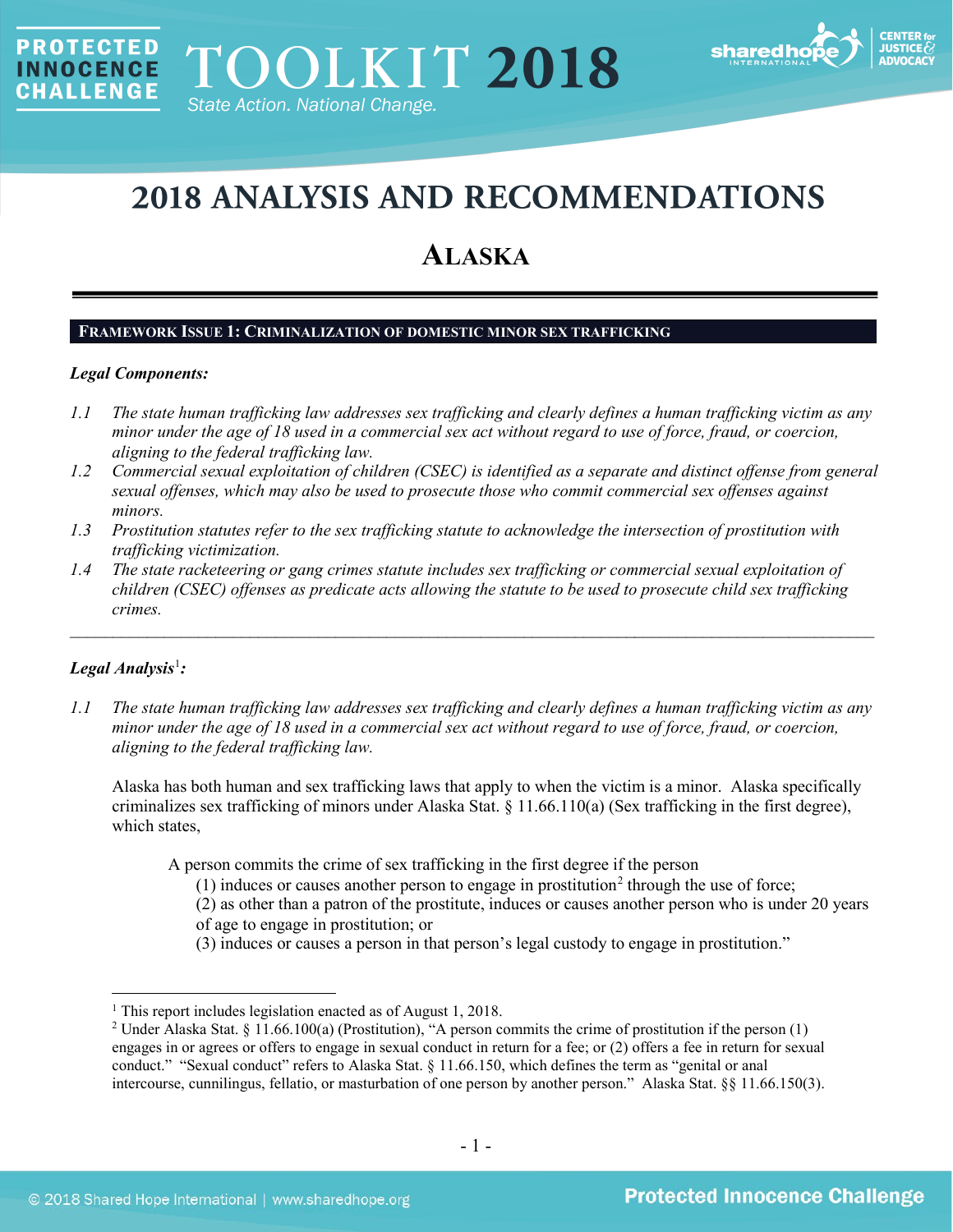PROTECTED INNOCENCE CHALLENGE

TOOLKIT 2018

State Action. National Change.

# 2018 ANALYSIS AND RECOMMENDATIONS

## ALASKA

### FRAMEWORK ISSUE 1: CRIMINALIZATION OF DOMESTIC MINOR SEX TRAFFICKING

***Legal Components:***

*1.1 The state human trafficking law addresses sex trafficking and clearly defines a human trafficking victim as any minor under the age of 18 used in a commercial sex act without regard to use of force, fraud, or coercion, aligning to the federal trafficking law.*

*1.2 Commercial sexual exploitation of children (CSEC) is identified as a separate and distinct offense from general sexual offenses, which may also be used to prosecute those who commit commercial sex offenses against minors.*

*1.3 Prostitution statutes refer to the sex trafficking statute to acknowledge the intersection of prostitution with trafficking victimization.*

*1.4 The state racketeering or gang crimes statute includes sex trafficking or commercial sexual exploitation of children (CSEC) offenses as predicate acts allowing the statute to be used to prosecute child sex trafficking crimes.*

---

***Legal Analysis[1]:***

*1.1 The state human trafficking law addresses sex trafficking and clearly defines a human trafficking victim as any minor under the age of 18 used in a commercial sex act without regard to use of force, fraud, or coercion, aligning to the federal trafficking law.*

Alaska has both human and sex trafficking laws that apply to when the victim is a minor. Alaska specifically criminalizes sex trafficking of minors under Alaska Stat. § 11.66.110(a) (Sex trafficking in the first degree), which states,

> A person commits the crime of sex trafficking in the first degree if the person
> (1) induces or causes another person to engage in prostitution[2] through the use of force;
> (2) as other than a patron of the prostitute, induces or causes another person who is under 20 years of age to engage in prostitution; or
> (3) induces or causes a person in that person's legal custody to engage in prostitution."

---

[1] This report includes legislation enacted as of August 1, 2018.

[2] Under Alaska Stat. § 11.66.100(a) (Prostitution), "A person commits the crime of prostitution if the person (1) engages in or agrees or offers to engage in sexual conduct in return for a fee; or (2) offers a fee in return for sexual conduct." "Sexual conduct" refers to Alaska Stat. § 11.66.150, which defines the term as "genital or anal intercourse, cunnilingus, fellatio, or masturbation of one person by another person." Alaska Stat. §§ 11.66.150(3).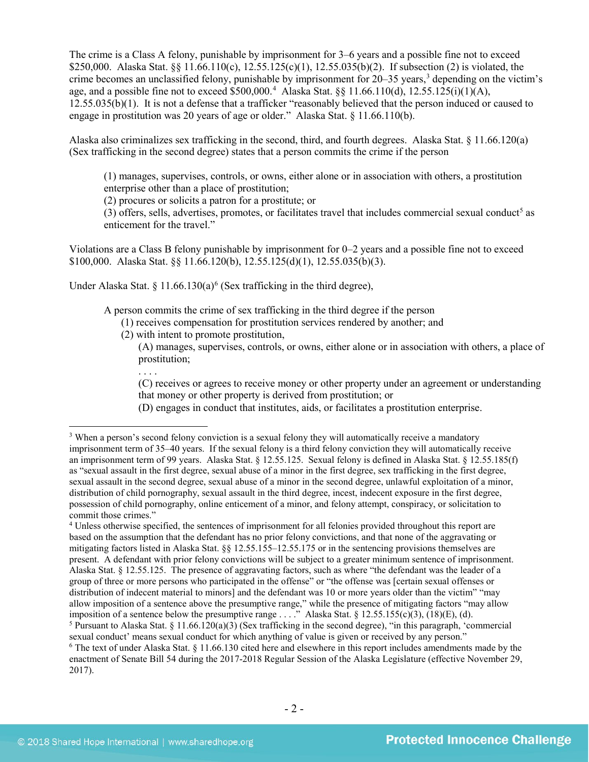The crime is a Class A felony, punishable by imprisonment for 3–6 years and a possible fine not to exceed $250,000. Alaska Stat. §§ 11.66.110(c), 12.55.125(c)(1), 12.55.035(b)(2). If subsection (2) is violated, the crime becomes an unclassified felony, punishable by imprisonment for 20–35 years,[3] depending on the victim's age, and a possible fine not to exceed $500,000.[4] Alaska Stat. §§ 11.66.110(d), 12.55.125(i)(1)(A), 12.55.035(b)(1). It is not a defense that a trafficker "reasonably believed that the person induced or caused to engage in prostitution was 20 years of age or older." Alaska Stat. § 11.66.110(b).

Alaska also criminalizes sex trafficking in the second, third, and fourth degrees. Alaska Stat. § 11.66.120(a) (Sex trafficking in the second degree) states that a person commits the crime if the person

> (1) manages, supervises, controls, or owns, either alone or in association with others, a prostitution enterprise other than a place of prostitution;
> (2) procures or solicits a patron for a prostitute; or
> (3) offers, sells, advertises, promotes, or facilitates travel that includes commercial sexual conduct[5] as enticement for the travel."

Violations are a Class B felony punishable by imprisonment for 0–2 years and a possible fine not to exceed $100,000. Alaska Stat. §§ 11.66.120(b), 12.55.125(d)(1), 12.55.035(b)(3).

Under Alaska Stat. § 11.66.130(a)[6] (Sex trafficking in the third degree),

> A person commits the crime of sex trafficking in the third degree if the person
> (1) receives compensation for prostitution services rendered by another; and
> (2) with intent to promote prostitution,
> (A) manages, supervises, controls, or owns, either alone or in association with others, a place of prostitution;
> . . . .
> (C) receives or agrees to receive money or other property under an agreement or understanding that money or other property is derived from prostitution; or
> (D) engages in conduct that institutes, aids, or facilitates a prostitution enterprise.

---

[3] When a person's second felony conviction is a sexual felony they will automatically receive a mandatory imprisonment term of 35–40 years. If the sexual felony is a third felony conviction they will automatically receive an imprisonment term of 99 years. Alaska Stat. § 12.55.125. Sexual felony is defined in Alaska Stat. § 12.55.185(f) as "sexual assault in the first degree, sexual abuse of a minor in the first degree, sex trafficking in the first degree, sexual assault in the second degree, sexual abuse of a minor in the second degree, unlawful exploitation of a minor, distribution of child pornography, sexual assault in the third degree, incest, indecent exposure in the first degree, possession of child pornography, online enticement of a minor, and felony attempt, conspiracy, or solicitation to commit those crimes."

[4] Unless otherwise specified, the sentences of imprisonment for all felonies provided throughout this report are based on the assumption that the defendant has no prior felony convictions, and that none of the aggravating or mitigating factors listed in Alaska Stat. §§ 12.55.155–12.55.175 or in the sentencing provisions themselves are present. A defendant with prior felony convictions will be subject to a greater minimum sentence of imprisonment. Alaska Stat. § 12.55.125. The presence of aggravating factors, such as where "the defendant was the leader of a group of three or more persons who participated in the offense" or "the offense was [certain sexual offenses or distribution of indecent material to minors] and the defendant was 10 or more years older than the victim" "may allow imposition of a sentence above the presumptive range," while the presence of mitigating factors "may allow imposition of a sentence below the presumptive range . . . ." Alaska Stat. § 12.55.155(c)(3), (18)(E), (d).

[5] Pursuant to Alaska Stat. § 11.66.120(a)(3) (Sex trafficking in the second degree), "in this paragraph, 'commercial sexual conduct' means sexual conduct for which anything of value is given or received by any person."

[6] The text of under Alaska Stat. § 11.66.130 cited here and elsewhere in this report includes amendments made by the enactment of Senate Bill 54 during the 2017-2018 Regular Session of the Alaska Legislature (effective November 29, 2017).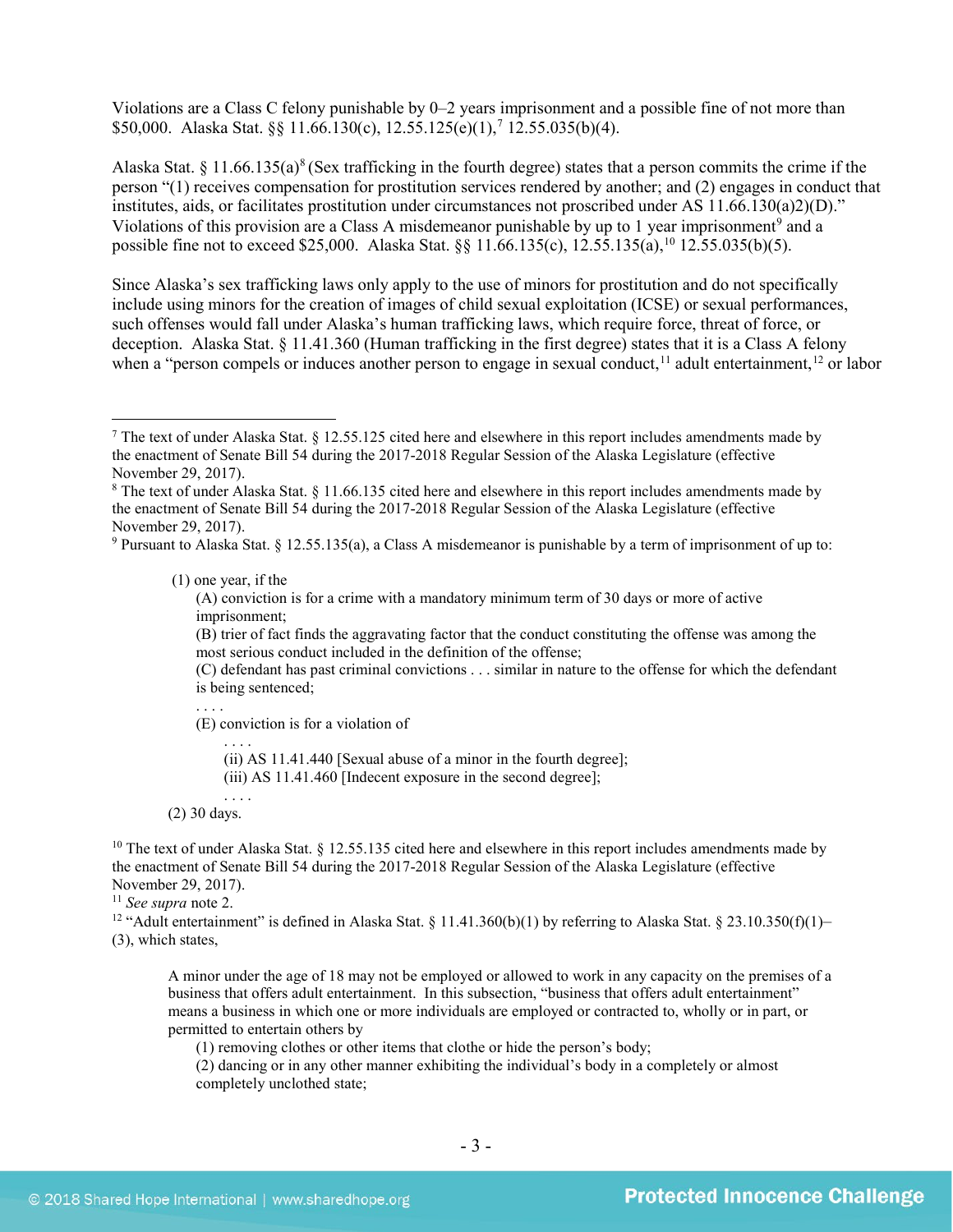Violations are a Class C felony punishable by 0–2 years imprisonment and a possible fine of not more than $50,000. Alaska Stat. §§ 11.66.130(c), 12.55.125(e)(1),[7] 12.55.035(b)(4).

Alaska Stat. § 11.66.135(a)[8] (Sex trafficking in the fourth degree) states that a person commits the crime if the person "(1) receives compensation for prostitution services rendered by another; and (2) engages in conduct that institutes, aids, or facilitates prostitution under circumstances not proscribed under AS 11.66.130(a)2)(D)." Violations of this provision are a Class A misdemeanor punishable by up to 1 year imprisonment[9] and a possible fine not to exceed $25,000. Alaska Stat. §§ 11.66.135(c), 12.55.135(a),[10] 12.55.035(b)(5).

Since Alaska's sex trafficking laws only apply to the use of minors for prostitution and do not specifically include using minors for the creation of images of child sexual exploitation (ICSE) or sexual performances, such offenses would fall under Alaska's human trafficking laws, which require force, threat of force, or deception. Alaska Stat. § 11.41.360 (Human trafficking in the first degree) states that it is a Class A felony when a "person compels or induces another person to engage in sexual conduct,[11] adult entertainment,[12] or labor

---

[7] The text of under Alaska Stat. § 12.55.125 cited here and elsewhere in this report includes amendments made by the enactment of Senate Bill 54 during the 2017-2018 Regular Session of the Alaska Legislature (effective November 29, 2017).

[8] The text of under Alaska Stat. § 11.66.135 cited here and elsewhere in this report includes amendments made by the enactment of Senate Bill 54 during the 2017-2018 Regular Session of the Alaska Legislature (effective November 29, 2017).

[9] Pursuant to Alaska Stat. § 12.55.135(a), a Class A misdemeanor is punishable by a term of imprisonment of up to:

> (1) one year, if the
>
> (A) conviction is for a crime with a mandatory minimum term of 30 days or more of active imprisonment;
>
> (B) trier of fact finds the aggravating factor that the conduct constituting the offense was among the most serious conduct included in the definition of the offense;
>
> (C) defendant has past criminal convictions . . . similar in nature to the offense for which the defendant is being sentenced;
>
> . . . .
>
> (E) conviction is for a violation of
>
> . . . .
>
> (ii) AS 11.41.440 [Sexual abuse of a minor in the fourth degree];
>
> (iii) AS 11.41.460 [Indecent exposure in the second degree];
>
> . . . .
>
> (2) 30 days.

[10] The text of under Alaska Stat. § 12.55.135 cited here and elsewhere in this report includes amendments made by the enactment of Senate Bill 54 during the 2017-2018 Regular Session of the Alaska Legislature (effective November 29, 2017).

[11] *See supra* note 2.

[12] "Adult entertainment" is defined in Alaska Stat. § 11.41.360(b)(1) by referring to Alaska Stat. § 23.10.350(f)(1)–(3), which states,

> A minor under the age of 18 may not be employed or allowed to work in any capacity on the premises of a business that offers adult entertainment. In this subsection, "business that offers adult entertainment" means a business in which one or more individuals are employed or contracted to, wholly or in part, or permitted to entertain others by
>
> (1) removing clothes or other items that clothe or hide the person's body;
>
> (2) dancing or in any other manner exhibiting the individual's body in a completely or almost completely unclothed state;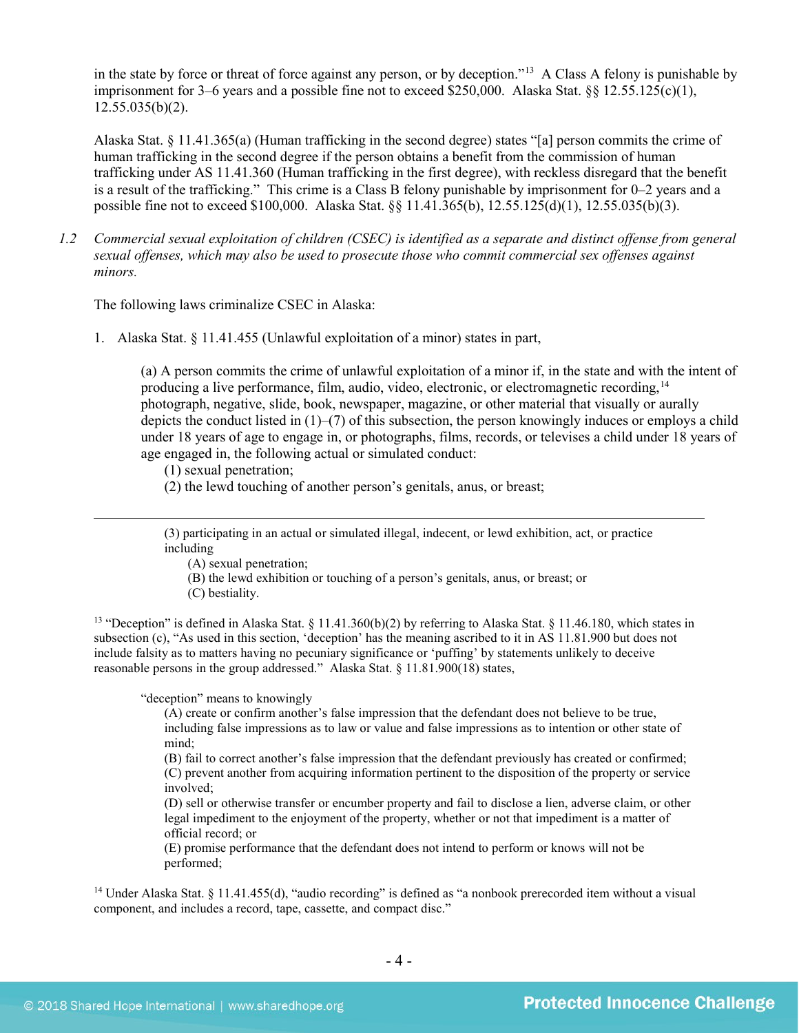in the state by force or threat of force against any person, or by deception."[13] A Class A felony is punishable by imprisonment for 3–6 years and a possible fine not to exceed $250,000. Alaska Stat. §§ 12.55.125(c)(1), 12.55.035(b)(2).

Alaska Stat. § 11.41.365(a) (Human trafficking in the second degree) states "[a] person commits the crime of human trafficking in the second degree if the person obtains a benefit from the commission of human trafficking under AS 11.41.360 (Human trafficking in the first degree), with reckless disregard that the benefit is a result of the trafficking." This crime is a Class B felony punishable by imprisonment for 0–2 years and a possible fine not to exceed $100,000. Alaska Stat. §§ 11.41.365(b), 12.55.125(d)(1), 12.55.035(b)(3).

1.2 *Commercial sexual exploitation of children (CSEC) is identified as a separate and distinct offense from general sexual offenses, which may also be used to prosecute those who commit commercial sex offenses against minors.*

The following laws criminalize CSEC in Alaska:

1. Alaska Stat. § 11.41.455 (Unlawful exploitation of a minor) states in part,

> (a) A person commits the crime of unlawful exploitation of a minor if, in the state and with the intent of producing a live performance, film, audio, video, electronic, or electromagnetic recording,[14] photograph, negative, slide, book, newspaper, magazine, or other material that visually or aurally depicts the conduct listed in (1)–(7) of this subsection, the person knowingly induces or employs a child under 18 years of age to engage in, or photographs, films, records, or televises a child under 18 years of age engaged in, the following actual or simulated conduct:
> (1) sexual penetration;
> (2) the lewd touching of another person's genitals, anus, or breast;
> (3) participating in an actual or simulated illegal, indecent, or lewd exhibition, act, or practice including
> (A) sexual penetration;
> (B) the lewd exhibition or touching of a person's genitals, anus, or breast; or
> (C) bestiality.

---

[13] "Deception" is defined in Alaska Stat. § 11.41.360(b)(2) by referring to Alaska Stat. § 11.46.180, which states in subsection (c), "As used in this section, 'deception' has the meaning ascribed to it in AS 11.81.900 but does not include falsity as to matters having no pecuniary significance or 'puffing' by statements unlikely to deceive reasonable persons in the group addressed." Alaska Stat. § 11.81.900(18) states,

> "deception" means to knowingly
> (A) create or confirm another's false impression that the defendant does not believe to be true, including false impressions as to law or value and false impressions as to intention or other state of mind;
> (B) fail to correct another's false impression that the defendant previously has created or confirmed;
> (C) prevent another from acquiring information pertinent to the disposition of the property or service involved;
> (D) sell or otherwise transfer or encumber property and fail to disclose a lien, adverse claim, or other legal impediment to the enjoyment of the property, whether or not that impediment is a matter of official record; or
> (E) promise performance that the defendant does not intend to perform or knows will not be performed;

[14] Under Alaska Stat. § 11.41.455(d), "audio recording" is defined as "a nonbook prerecorded item without a visual component, and includes a record, tape, cassette, and compact disc."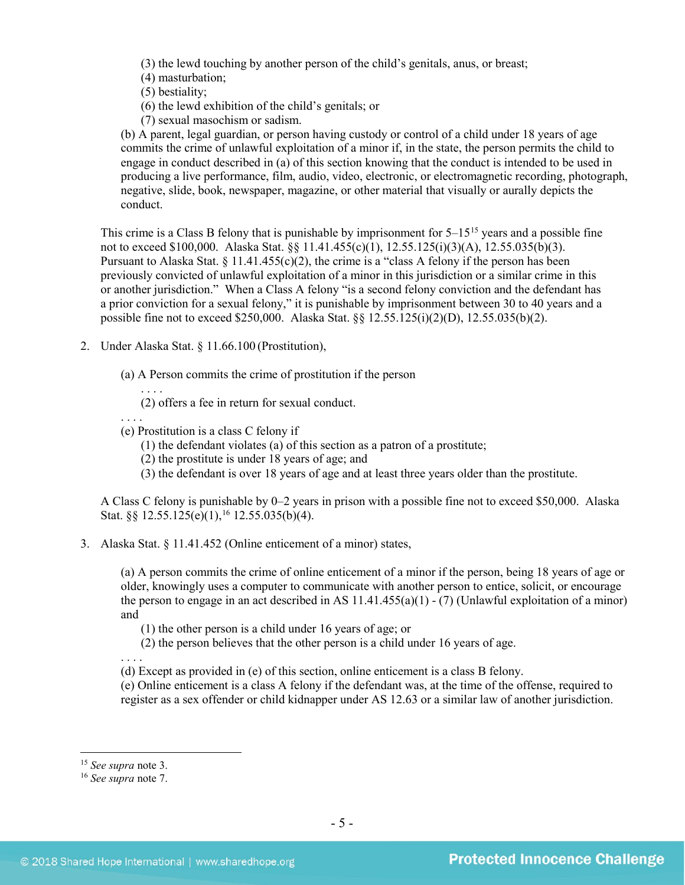(3) the lewd touching by another person of the child's genitals, anus, or breast;
(4) masturbation;
(5) bestiality;
(6) the lewd exhibition of the child's genitals; or
(7) sexual masochism or sadism.

(b) A parent, legal guardian, or person having custody or control of a child under 18 years of age commits the crime of unlawful exploitation of a minor if, in the state, the person permits the child to engage in conduct described in (a) of this section knowing that the conduct is intended to be used in producing a live performance, film, audio, video, electronic, or electromagnetic recording, photograph, negative, slide, book, newspaper, magazine, or other material that visually or aurally depicts the conduct.

This crime is a Class B felony that is punishable by imprisonment for 5–15[15] years and a possible fine not to exceed $100,000. Alaska Stat. §§ 11.41.455(c)(1), 12.55.125(i)(3)(A), 12.55.035(b)(3). Pursuant to Alaska Stat. § 11.41.455(c)(2), the crime is a "class A felony if the person has been previously convicted of unlawful exploitation of a minor in this jurisdiction or a similar crime in this or another jurisdiction." When a Class A felony "is a second felony conviction and the defendant has a prior conviction for a sexual felony," it is punishable by imprisonment between 30 to 40 years and a possible fine not to exceed $250,000. Alaska Stat. §§ 12.55.125(i)(2)(D), 12.55.035(b)(2).

2. Under Alaska Stat. § 11.66.100 (Prostitution),

   (a) A Person commits the crime of prostitution if the person
   . . . .
   (2) offers a fee in return for sexual conduct.
   . . . .
   (e) Prostitution is a class C felony if
   (1) the defendant violates (a) of this section as a patron of a prostitute;
   (2) the prostitute is under 18 years of age; and
   (3) the defendant is over 18 years of age and at least three years older than the prostitute.

   A Class C felony is punishable by 0–2 years in prison with a possible fine not to exceed $50,000. Alaska Stat. §§ 12.55.125(e)(1),[16] 12.55.035(b)(4).

3. Alaska Stat. § 11.41.452 (Online enticement of a minor) states,

   (a) A person commits the crime of online enticement of a minor if the person, being 18 years of age or older, knowingly uses a computer to communicate with another person to entice, solicit, or encourage the person to engage in an act described in AS 11.41.455(a)(1) - (7) (Unlawful exploitation of a minor) and
   (1) the other person is a child under 16 years of age; or
   (2) the person believes that the other person is a child under 16 years of age.
   . . . .
   (d) Except as provided in (e) of this section, online enticement is a class B felony.
   (e) Online enticement is a class A felony if the defendant was, at the time of the offense, required to register as a sex offender or child kidnapper under AS 12.63 or a similar law of another jurisdiction.

[15] *See supra* note 3.
[16] *See supra* note 7.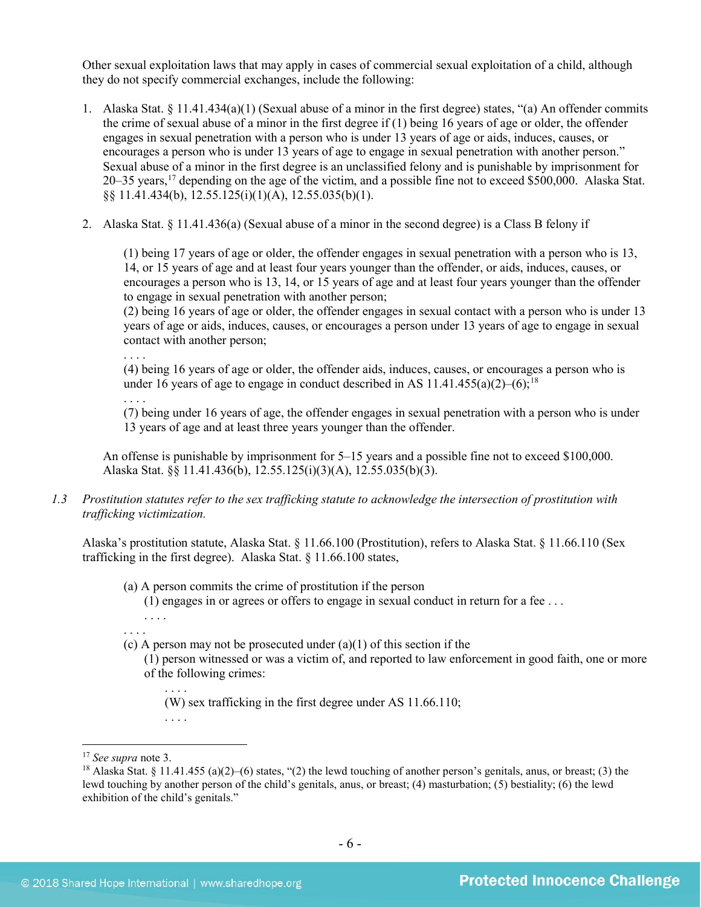Other sexual exploitation laws that may apply in cases of commercial sexual exploitation of a child, although they do not specify commercial exchanges, include the following:

1. Alaska Stat. § 11.41.434(a)(1) (Sexual abuse of a minor in the first degree) states, "(a) An offender commits the crime of sexual abuse of a minor in the first degree if (1) being 16 years of age or older, the offender engages in sexual penetration with a person who is under 13 years of age or aids, induces, causes, or encourages a person who is under 13 years of age to engage in sexual penetration with another person." Sexual abuse of a minor in the first degree is an unclassified felony and is punishable by imprisonment for 20–35 years,[17] depending on the age of the victim, and a possible fine not to exceed $500,000. Alaska Stat. §§ 11.41.434(b), 12.55.125(i)(1)(A), 12.55.035(b)(1).

2. Alaska Stat. § 11.41.436(a) (Sexual abuse of a minor in the second degree) is a Class B felony if

   (1) being 17 years of age or older, the offender engages in sexual penetration with a person who is 13, 14, or 15 years of age and at least four years younger than the offender, or aids, induces, causes, or encourages a person who is 13, 14, or 15 years of age and at least four years younger than the offender to engage in sexual penetration with another person;
   (2) being 16 years of age or older, the offender engages in sexual contact with a person who is under 13 years of age or aids, induces, causes, or encourages a person under 13 years of age to engage in sexual contact with another person;
   . . . .
   (4) being 16 years of age or older, the offender aids, induces, causes, or encourages a person who is under 16 years of age to engage in conduct described in AS 11.41.455(a)(2)–(6);[18]
   . . . .
   (7) being under 16 years of age, the offender engages in sexual penetration with a person who is under 13 years of age and at least three years younger than the offender.

   An offense is punishable by imprisonment for 5–15 years and a possible fine not to exceed $100,000. Alaska Stat. §§ 11.41.436(b), 12.55.125(i)(3)(A), 12.55.035(b)(3).

*1.3 Prostitution statutes refer to the sex trafficking statute to acknowledge the intersection of prostitution with trafficking victimization.*

Alaska's prostitution statute, Alaska Stat. § 11.66.100 (Prostitution), refers to Alaska Stat. § 11.66.110 (Sex trafficking in the first degree). Alaska Stat. § 11.66.100 states,

> (a) A person commits the crime of prostitution if the person
> (1) engages in or agrees or offers to engage in sexual conduct in return for a fee . . .
> . . . .
> . . . .
> (c) A person may not be prosecuted under (a)(1) of this section if the
> (1) person witnessed or was a victim of, and reported to law enforcement in good faith, one or more of the following crimes:
> . . . .
> (W) sex trafficking in the first degree under AS 11.66.110;
> . . . .

---

[17] *See supra* note 3.

[18] Alaska Stat. § 11.41.455 (a)(2)–(6) states, "(2) the lewd touching of another person's genitals, anus, or breast; (3) the lewd touching by another person of the child's genitals, anus, or breast; (4) masturbation; (5) bestiality; (6) the lewd exhibition of the child's genitals."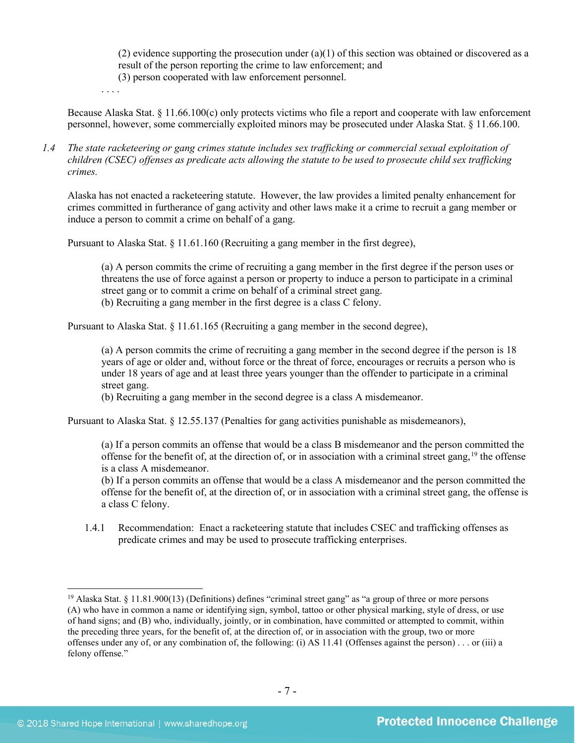(2) evidence supporting the prosecution under (a)(1) of this section was obtained or discovered as a result of the person reporting the crime to law enforcement; and
(3) person cooperated with law enforcement personnel.

. . . .

Because Alaska Stat. § 11.66.100(c) only protects victims who file a report and cooperate with law enforcement personnel, however, some commercially exploited minors may be prosecuted under Alaska Stat. § 11.66.100.

*1.4 The state racketeering or gang crimes statute includes sex trafficking or commercial sexual exploitation of children (CSEC) offenses as predicate acts allowing the statute to be used to prosecute child sex trafficking crimes.*

Alaska has not enacted a racketeering statute. However, the law provides a limited penalty enhancement for crimes committed in furtherance of gang activity and other laws make it a crime to recruit a gang member or induce a person to commit a crime on behalf of a gang.

Pursuant to Alaska Stat. § 11.61.160 (Recruiting a gang member in the first degree),

> (a) A person commits the crime of recruiting a gang member in the first degree if the person uses or threatens the use of force against a person or property to induce a person to participate in a criminal street gang or to commit a crime on behalf of a criminal street gang.
> (b) Recruiting a gang member in the first degree is a class C felony.

Pursuant to Alaska Stat. § 11.61.165 (Recruiting a gang member in the second degree),

> (a) A person commits the crime of recruiting a gang member in the second degree if the person is 18 years of age or older and, without force or the threat of force, encourages or recruits a person who is under 18 years of age and at least three years younger than the offender to participate in a criminal street gang.
> (b) Recruiting a gang member in the second degree is a class A misdemeanor.

Pursuant to Alaska Stat. § 12.55.137 (Penalties for gang activities punishable as misdemeanors),

> (a) If a person commits an offense that would be a class B misdemeanor and the person committed the offense for the benefit of, at the direction of, or in association with a criminal street gang,[19] the offense is a class A misdemeanor.
> (b) If a person commits an offense that would be a class A misdemeanor and the person committed the offense for the benefit of, at the direction of, or in association with a criminal street gang, the offense is a class C felony.

1.4.1 Recommendation: Enact a racketeering statute that includes CSEC and trafficking offenses as predicate crimes and may be used to prosecute trafficking enterprises.

---

[19] Alaska Stat. § 11.81.900(13) (Definitions) defines "criminal street gang" as "a group of three or more persons (A) who have in common a name or identifying sign, symbol, tattoo or other physical marking, style of dress, or use of hand signs; and (B) who, individually, jointly, or in combination, have committed or attempted to commit, within the preceding three years, for the benefit of, at the direction of, or in association with the group, two or more offenses under any of, or any combination of, the following: (i) AS 11.41 (Offenses against the person) . . . or (iii) a felony offense."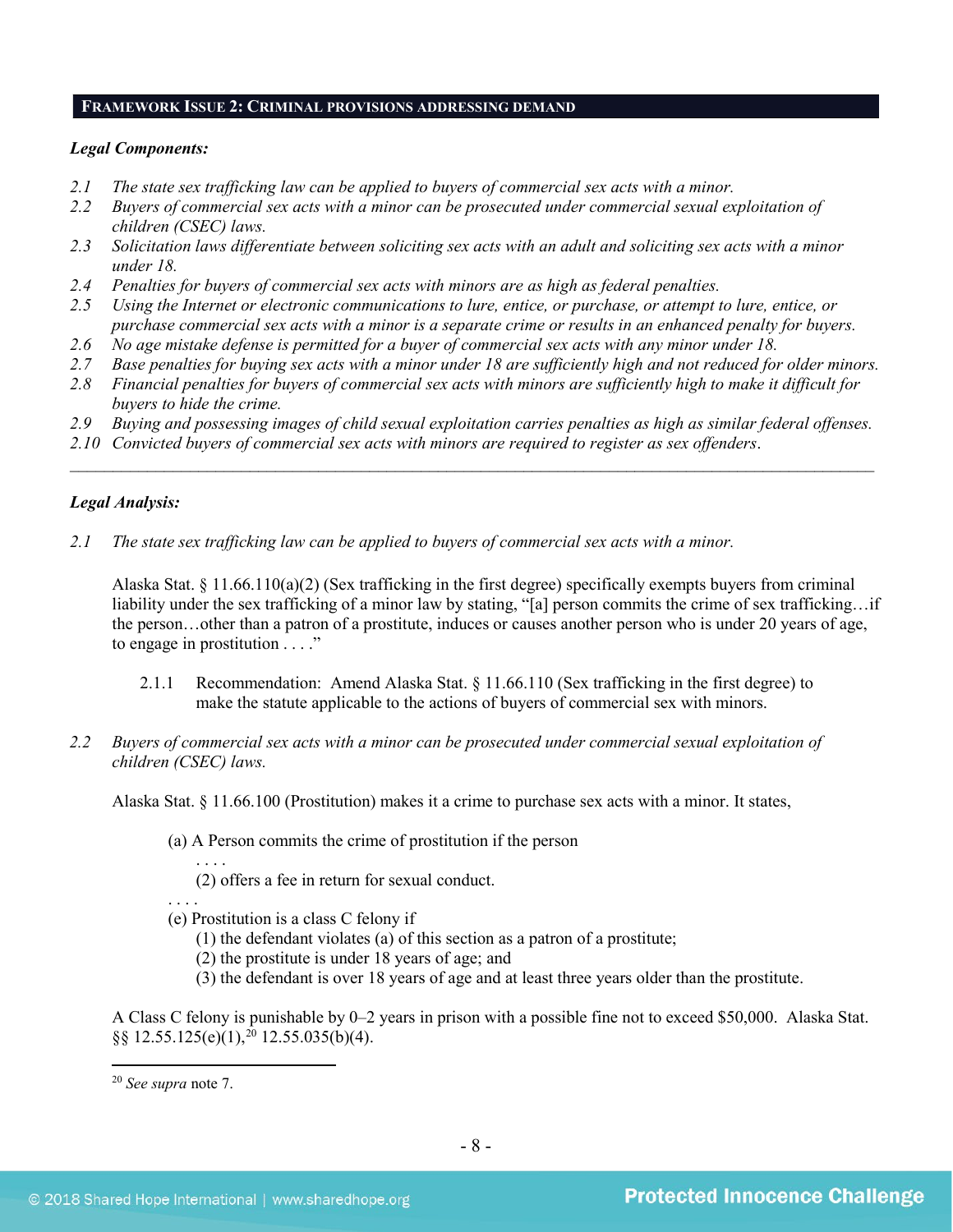## FRAMEWORK ISSUE 2: CRIMINAL PROVISIONS ADDRESSING DEMAND

***Legal Components:***

*2.1 The state sex trafficking law can be applied to buyers of commercial sex acts with a minor.*
*2.2 Buyers of commercial sex acts with a minor can be prosecuted under commercial sexual exploitation of children (CSEC) laws.*
*2.3 Solicitation laws differentiate between soliciting sex acts with an adult and soliciting sex acts with a minor under 18.*
*2.4 Penalties for buyers of commercial sex acts with minors are as high as federal penalties.*
*2.5 Using the Internet or electronic communications to lure, entice, or purchase, or attempt to lure, entice, or purchase commercial sex acts with a minor is a separate crime or results in an enhanced penalty for buyers.*
*2.6 No age mistake defense is permitted for a buyer of commercial sex acts with any minor under 18.*
*2.7 Base penalties for buying sex acts with a minor under 18 are sufficiently high and not reduced for older minors.*
*2.8 Financial penalties for buyers of commercial sex acts with minors are sufficiently high to make it difficult for buyers to hide the crime.*
*2.9 Buying and possessing images of child sexual exploitation carries penalties as high as similar federal offenses.*
*2.10 Convicted buyers of commercial sex acts with minors are required to register as sex offenders.*

---

***Legal Analysis:***

*2.1 The state sex trafficking law can be applied to buyers of commercial sex acts with a minor.*

Alaska Stat. § 11.66.110(a)(2) (Sex trafficking in the first degree) specifically exempts buyers from criminal liability under the sex trafficking of a minor law by stating, "[a] person commits the crime of sex trafficking…if the person…other than a patron of a prostitute, induces or causes another person who is under 20 years of age, to engage in prostitution . . . ."

2.1.1 Recommendation: Amend Alaska Stat. § 11.66.110 (Sex trafficking in the first degree) to make the statute applicable to the actions of buyers of commercial sex with minors.

*2.2 Buyers of commercial sex acts with a minor can be prosecuted under commercial sexual exploitation of children (CSEC) laws.*

Alaska Stat. § 11.66.100 (Prostitution) makes it a crime to purchase sex acts with a minor. It states,

> (a) A Person commits the crime of prostitution if the person
> . . . .
> (2) offers a fee in return for sexual conduct.
> . . . .
> (e) Prostitution is a class C felony if
> (1) the defendant violates (a) of this section as a patron of a prostitute;
> (2) the prostitute is under 18 years of age; and
> (3) the defendant is over 18 years of age and at least three years older than the prostitute.

A Class C felony is punishable by 0–2 years in prison with a possible fine not to exceed $50,000. Alaska Stat. §§ 12.55.125(e)(1),[20] 12.55.035(b)(4).

[20] *See supra* note 7.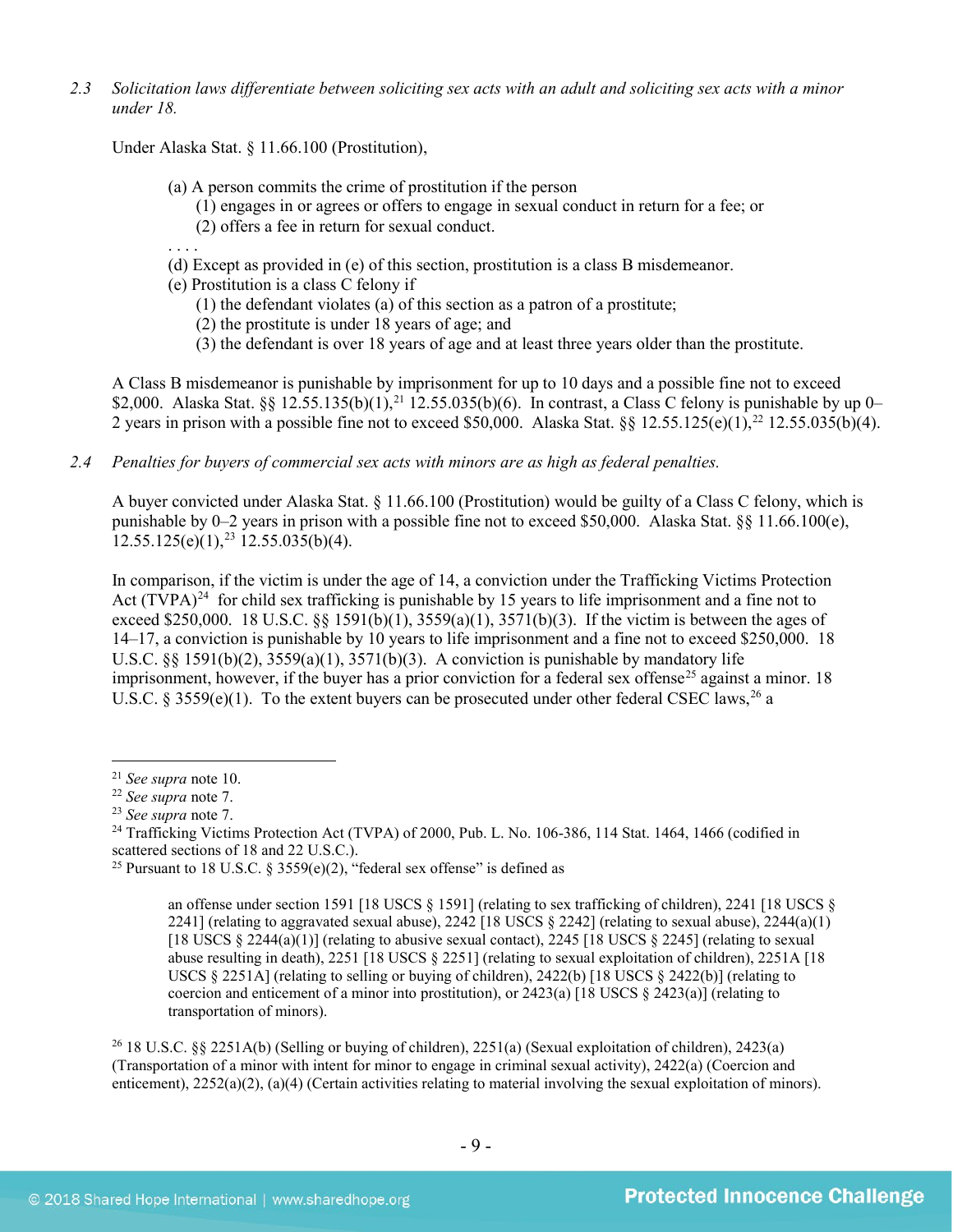*2.3 Solicitation laws differentiate between soliciting sex acts with an adult and soliciting sex acts with a minor under 18.*

Under Alaska Stat. § 11.66.100 (Prostitution),

> (a) A person commits the crime of prostitution if the person
> (1) engages in or agrees or offers to engage in sexual conduct in return for a fee; or
> (2) offers a fee in return for sexual conduct.
> . . . .
> (d) Except as provided in (e) of this section, prostitution is a class B misdemeanor.
> (e) Prostitution is a class C felony if
> (1) the defendant violates (a) of this section as a patron of a prostitute;
> (2) the prostitute is under 18 years of age; and
> (3) the defendant is over 18 years of age and at least three years older than the prostitute.

A Class B misdemeanor is punishable by imprisonment for up to 10 days and a possible fine not to exceed $2,000. Alaska Stat. §§ 12.55.135(b)(1),[21] 12.55.035(b)(6). In contrast, a Class C felony is punishable by up 0–2 years in prison with a possible fine not to exceed $50,000. Alaska Stat. §§ 12.55.125(e)(1),[22] 12.55.035(b)(4).

*2.4 Penalties for buyers of commercial sex acts with minors are as high as federal penalties.*

A buyer convicted under Alaska Stat. § 11.66.100 (Prostitution) would be guilty of a Class C felony, which is punishable by 0–2 years in prison with a possible fine not to exceed $50,000. Alaska Stat. §§ 11.66.100(e), 12.55.125(e)(1),[23] 12.55.035(b)(4).

In comparison, if the victim is under the age of 14, a conviction under the Trafficking Victims Protection Act (TVPA)[24] for child sex trafficking is punishable by 15 years to life imprisonment and a fine not to exceed $250,000. 18 U.S.C. §§ 1591(b)(1), 3559(a)(1), 3571(b)(3). If the victim is between the ages of 14–17, a conviction is punishable by 10 years to life imprisonment and a fine not to exceed $250,000. 18 U.S.C. §§ 1591(b)(2), 3559(a)(1), 3571(b)(3). A conviction is punishable by mandatory life imprisonment, however, if the buyer has a prior conviction for a federal sex offense[25] against a minor. 18 U.S.C. § 3559(e)(1). To the extent buyers can be prosecuted under other federal CSEC laws,[26] a

---

[21] *See supra* note 10.

[22] *See supra* note 7.

[23] *See supra* note 7.

[24] Trafficking Victims Protection Act (TVPA) of 2000, Pub. L. No. 106-386, 114 Stat. 1464, 1466 (codified in scattered sections of 18 and 22 U.S.C.).

[25] Pursuant to 18 U.S.C. § 3559(e)(2), "federal sex offense" is defined as

> an offense under section 1591 [18 USCS § 1591] (relating to sex trafficking of children), 2241 [18 USCS § 2241] (relating to aggravated sexual abuse), 2242 [18 USCS § 2242] (relating to sexual abuse), 2244(a)(1) [18 USCS § 2244(a)(1)] (relating to abusive sexual contact), 2245 [18 USCS § 2245] (relating to sexual abuse resulting in death), 2251 [18 USCS § 2251] (relating to sexual exploitation of children), 2251A [18 USCS § 2251A] (relating to selling or buying of children), 2422(b) [18 USCS § 2422(b)] (relating to coercion and enticement of a minor into prostitution), or 2423(a) [18 USCS § 2423(a)] (relating to transportation of minors).

[26] 18 U.S.C. §§ 2251A(b) (Selling or buying of children), 2251(a) (Sexual exploitation of children), 2423(a) (Transportation of a minor with intent for minor to engage in criminal sexual activity), 2422(a) (Coercion and enticement), 2252(a)(2), (a)(4) (Certain activities relating to material involving the sexual exploitation of minors).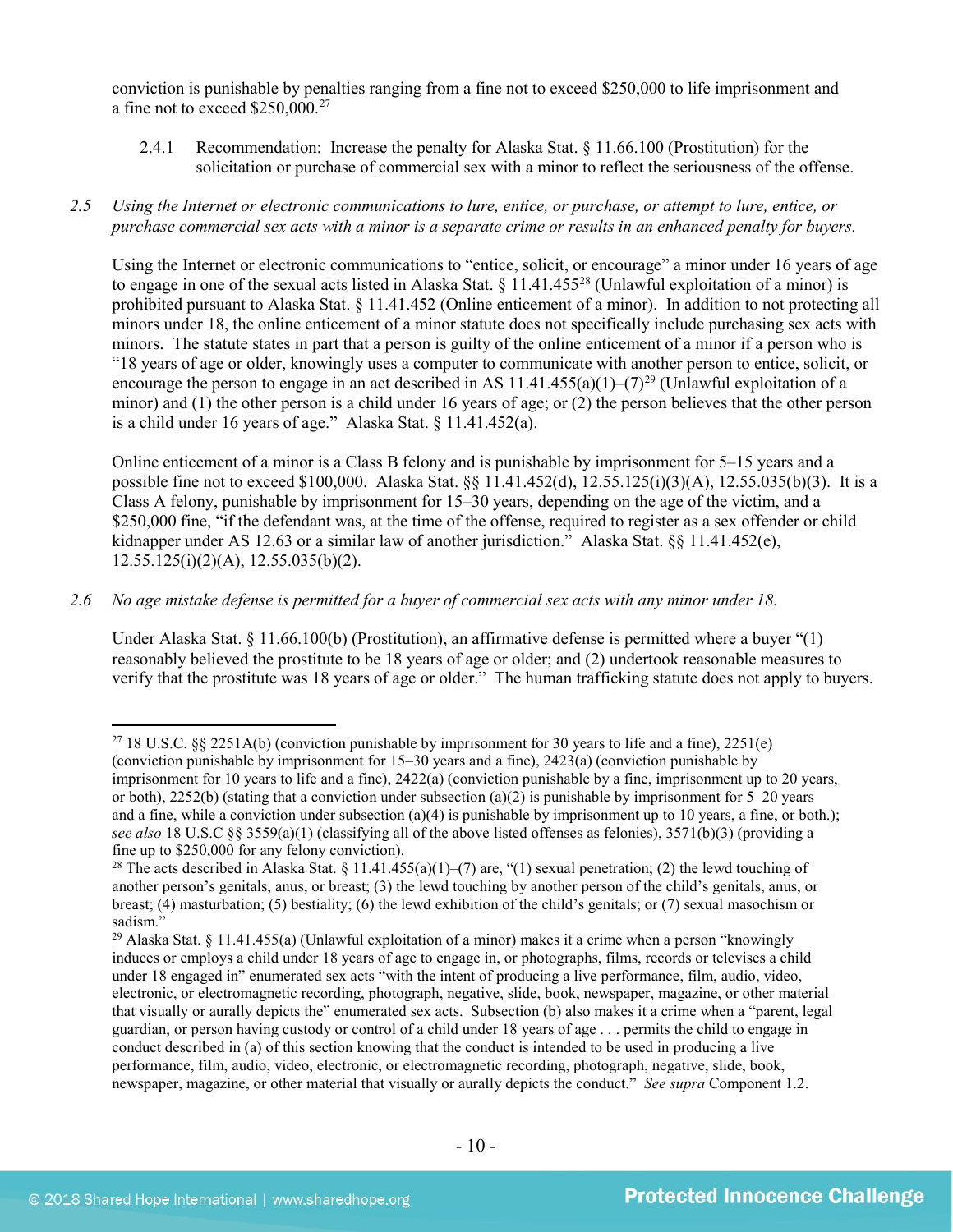conviction is punishable by penalties ranging from a fine not to exceed $250,000 to life imprisonment and a fine not to exceed $250,000.[27]

2.4.1 Recommendation: Increase the penalty for Alaska Stat. § 11.66.100 (Prostitution) for the solicitation or purchase of commercial sex with a minor to reflect the seriousness of the offense.

*2.5 Using the Internet or electronic communications to lure, entice, or purchase, or attempt to lure, entice, or purchase commercial sex acts with a minor is a separate crime or results in an enhanced penalty for buyers.*

Using the Internet or electronic communications to "entice, solicit, or encourage" a minor under 16 years of age to engage in one of the sexual acts listed in Alaska Stat. § 11.41.455[28] (Unlawful exploitation of a minor) is prohibited pursuant to Alaska Stat. § 11.41.452 (Online enticement of a minor). In addition to not protecting all minors under 18, the online enticement of a minor statute does not specifically include purchasing sex acts with minors. The statute states in part that a person is guilty of the online enticement of a minor if a person who is "18 years of age or older, knowingly uses a computer to communicate with another person to entice, solicit, or encourage the person to engage in an act described in AS 11.41.455(a)(1)–(7)[29] (Unlawful exploitation of a minor) and (1) the other person is a child under 16 years of age; or (2) the person believes that the other person is a child under 16 years of age." Alaska Stat. § 11.41.452(a).

Online enticement of a minor is a Class B felony and is punishable by imprisonment for 5–15 years and a possible fine not to exceed $100,000. Alaska Stat. §§ 11.41.452(d), 12.55.125(i)(3)(A), 12.55.035(b)(3). It is a Class A felony, punishable by imprisonment for 15–30 years, depending on the age of the victim, and a $250,000 fine, "if the defendant was, at the time of the offense, required to register as a sex offender or child kidnapper under AS 12.63 or a similar law of another jurisdiction." Alaska Stat. §§ 11.41.452(e), 12.55.125(i)(2)(A), 12.55.035(b)(2).

*2.6 No age mistake defense is permitted for a buyer of commercial sex acts with any minor under 18.*

Under Alaska Stat. § 11.66.100(b) (Prostitution), an affirmative defense is permitted where a buyer "(1) reasonably believed the prostitute to be 18 years of age or older; and (2) undertook reasonable measures to verify that the prostitute was 18 years of age or older." The human trafficking statute does not apply to buyers.

---

[27] 18 U.S.C. §§ 2251A(b) (conviction punishable by imprisonment for 30 years to life and a fine), 2251(e) (conviction punishable by imprisonment for 15–30 years and a fine), 2423(a) (conviction punishable by imprisonment for 10 years to life and a fine), 2422(a) (conviction punishable by a fine, imprisonment up to 20 years, or both), 2252(b) (stating that a conviction under subsection (a)(2) is punishable by imprisonment for 5–20 years and a fine, while a conviction under subsection (a)(4) is punishable by imprisonment up to 10 years, a fine, or both.); *see also* 18 U.S.C §§ 3559(a)(1) (classifying all of the above listed offenses as felonies), 3571(b)(3) (providing a fine up to $250,000 for any felony conviction).

[28] The acts described in Alaska Stat. § 11.41.455(a)(1)–(7) are, "(1) sexual penetration; (2) the lewd touching of another person's genitals, anus, or breast; (3) the lewd touching by another person of the child's genitals, anus, or breast; (4) masturbation; (5) bestiality; (6) the lewd exhibition of the child's genitals; or (7) sexual masochism or sadism."

[29] Alaska Stat. § 11.41.455(a) (Unlawful exploitation of a minor) makes it a crime when a person "knowingly induces or employs a child under 18 years of age to engage in, or photographs, films, records or televises a child under 18 engaged in" enumerated sex acts "with the intent of producing a live performance, film, audio, video, electronic, or electromagnetic recording, photograph, negative, slide, book, newspaper, magazine, or other material that visually or aurally depicts the" enumerated sex acts. Subsection (b) also makes it a crime when a "parent, legal guardian, or person having custody or control of a child under 18 years of age . . . permits the child to engage in conduct described in (a) of this section knowing that the conduct is intended to be used in producing a live performance, film, audio, video, electronic, or electromagnetic recording, photograph, negative, slide, book, newspaper, magazine, or other material that visually or aurally depicts the conduct." *See supra* Component 1.2.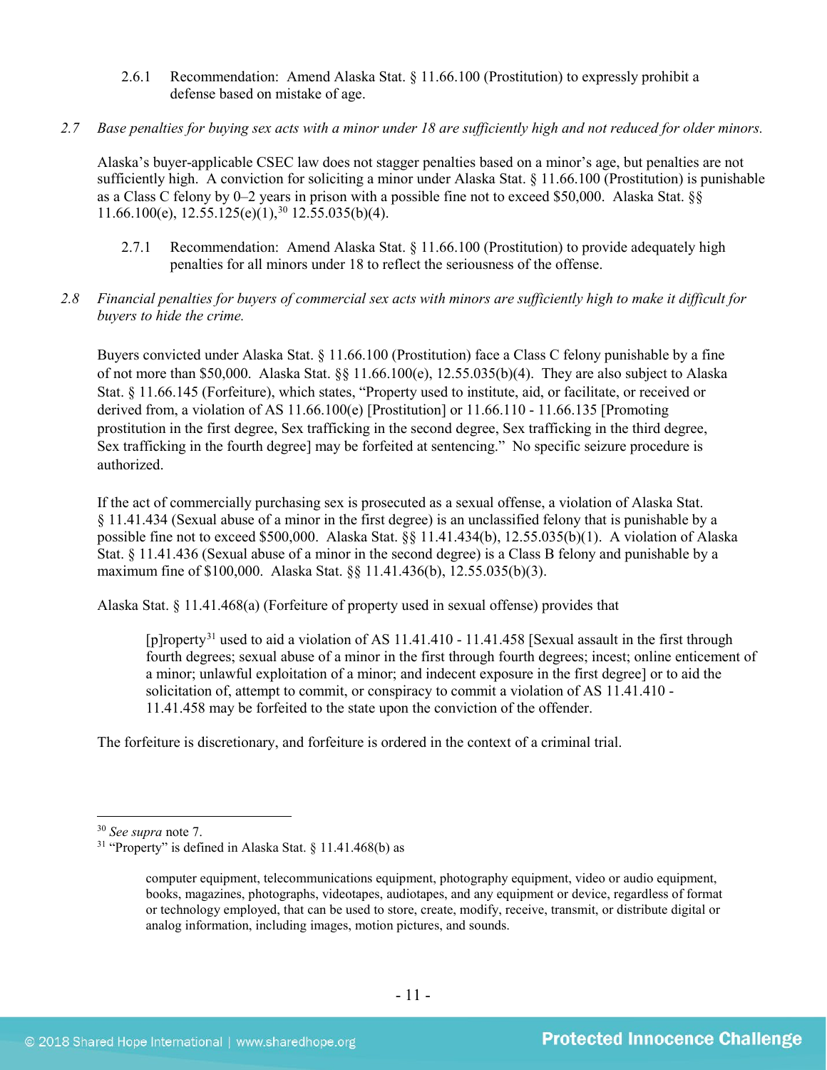2.6.1 Recommendation: Amend Alaska Stat. § 11.66.100 (Prostitution) to expressly prohibit a defense based on mistake of age.

*2.7 Base penalties for buying sex acts with a minor under 18 are sufficiently high and not reduced for older minors.*

Alaska's buyer-applicable CSEC law does not stagger penalties based on a minor's age, but penalties are not sufficiently high. A conviction for soliciting a minor under Alaska Stat. § 11.66.100 (Prostitution) is punishable as a Class C felony by 0–2 years in prison with a possible fine not to exceed $50,000. Alaska Stat. §§ 11.66.100(e), 12.55.125(e)(1),[30] 12.55.035(b)(4).

2.7.1 Recommendation: Amend Alaska Stat. § 11.66.100 (Prostitution) to provide adequately high penalties for all minors under 18 to reflect the seriousness of the offense.

*2.8 Financial penalties for buyers of commercial sex acts with minors are sufficiently high to make it difficult for buyers to hide the crime.*

Buyers convicted under Alaska Stat. § 11.66.100 (Prostitution) face a Class C felony punishable by a fine of not more than $50,000. Alaska Stat. §§ 11.66.100(e), 12.55.035(b)(4). They are also subject to Alaska Stat. § 11.66.145 (Forfeiture), which states, "Property used to institute, aid, or facilitate, or received or derived from, a violation of AS 11.66.100(e) [Prostitution] or 11.66.110 - 11.66.135 [Promoting prostitution in the first degree, Sex trafficking in the second degree, Sex trafficking in the third degree, Sex trafficking in the fourth degree] may be forfeited at sentencing." No specific seizure procedure is authorized.

If the act of commercially purchasing sex is prosecuted as a sexual offense, a violation of Alaska Stat. § 11.41.434 (Sexual abuse of a minor in the first degree) is an unclassified felony that is punishable by a possible fine not to exceed $500,000. Alaska Stat. §§ 11.41.434(b), 12.55.035(b)(1). A violation of Alaska Stat. § 11.41.436 (Sexual abuse of a minor in the second degree) is a Class B felony and punishable by a maximum fine of $100,000. Alaska Stat. §§ 11.41.436(b), 12.55.035(b)(3).

Alaska Stat. § 11.41.468(a) (Forfeiture of property used in sexual offense) provides that

> [p]roperty[31] used to aid a violation of AS 11.41.410 - 11.41.458 [Sexual assault in the first through fourth degrees; sexual abuse of a minor in the first through fourth degrees; incest; online enticement of a minor; unlawful exploitation of a minor; and indecent exposure in the first degree] or to aid the solicitation of, attempt to commit, or conspiracy to commit a violation of AS 11.41.410 - 11.41.458 may be forfeited to the state upon the conviction of the offender.

The forfeiture is discretionary, and forfeiture is ordered in the context of a criminal trial.

---

[30] *See supra* note 7.

[31] "Property" is defined in Alaska Stat. § 11.41.468(b) as

> computer equipment, telecommunications equipment, photography equipment, video or audio equipment, books, magazines, photographs, videotapes, audiotapes, and any equipment or device, regardless of format or technology employed, that can be used to store, create, modify, receive, transmit, or distribute digital or analog information, including images, motion pictures, and sounds.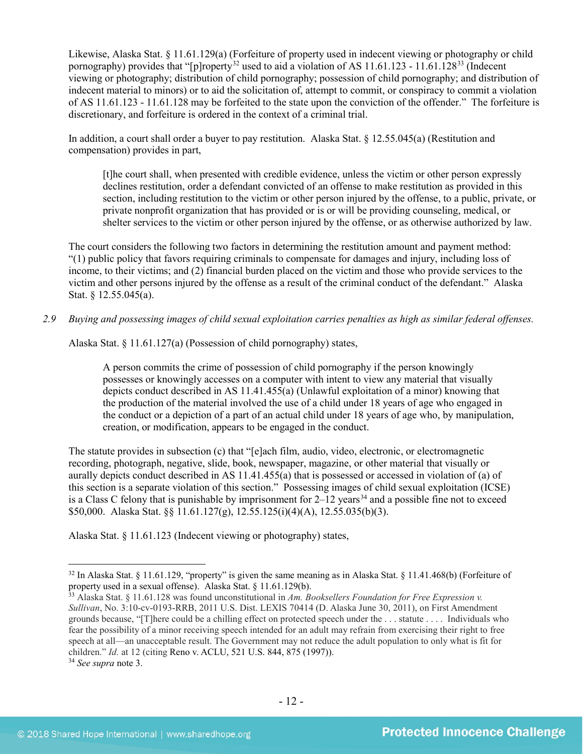Likewise, Alaska Stat. § 11.61.129(a) (Forfeiture of property used in indecent viewing or photography or child pornography) provides that "[p]roperty[32] used to aid a violation of AS 11.61.123 - 11.61.128[33] (Indecent viewing or photography; distribution of child pornography; possession of child pornography; and distribution of indecent material to minors) or to aid the solicitation of, attempt to commit, or conspiracy to commit a violation of AS 11.61.123 - 11.61.128 may be forfeited to the state upon the conviction of the offender." The forfeiture is discretionary, and forfeiture is ordered in the context of a criminal trial.

In addition, a court shall order a buyer to pay restitution. Alaska Stat. § 12.55.045(a) (Restitution and compensation) provides in part,

> [t]he court shall, when presented with credible evidence, unless the victim or other person expressly declines restitution, order a defendant convicted of an offense to make restitution as provided in this section, including restitution to the victim or other person injured by the offense, to a public, private, or private nonprofit organization that has provided or is or will be providing counseling, medical, or shelter services to the victim or other person injured by the offense, or as otherwise authorized by law.

The court considers the following two factors in determining the restitution amount and payment method: "(1) public policy that favors requiring criminals to compensate for damages and injury, including loss of income, to their victims; and (2) financial burden placed on the victim and those who provide services to the victim and other persons injured by the offense as a result of the criminal conduct of the defendant." Alaska Stat. § 12.55.045(a).

*2.9 Buying and possessing images of child sexual exploitation carries penalties as high as similar federal offenses.*

Alaska Stat. § 11.61.127(a) (Possession of child pornography) states,

> A person commits the crime of possession of child pornography if the person knowingly possesses or knowingly accesses on a computer with intent to view any material that visually depicts conduct described in AS 11.41.455(a) (Unlawful exploitation of a minor) knowing that the production of the material involved the use of a child under 18 years of age who engaged in the conduct or a depiction of a part of an actual child under 18 years of age who, by manipulation, creation, or modification, appears to be engaged in the conduct.

The statute provides in subsection (c) that "[e]ach film, audio, video, electronic, or electromagnetic recording, photograph, negative, slide, book, newspaper, magazine, or other material that visually or aurally depicts conduct described in AS 11.41.455(a) that is possessed or accessed in violation of (a) of this section is a separate violation of this section." Possessing images of child sexual exploitation (ICSE) is a Class C felony that is punishable by imprisonment for 2–12 years[34] and a possible fine not to exceed $50,000. Alaska Stat. §§ 11.61.127(g), 12.55.125(i)(4)(A), 12.55.035(b)(3).

Alaska Stat. § 11.61.123 (Indecent viewing or photography) states,

---

[32] In Alaska Stat. § 11.61.129, "property" is given the same meaning as in Alaska Stat. § 11.41.468(b) (Forfeiture of property used in a sexual offense). Alaska Stat. § 11.61.129(b).

[33] Alaska Stat. § 11.61.128 was found unconstitutional in *Am. Booksellers Foundation for Free Expression v. Sullivan*, No. 3:10-cv-0193-RRB, 2011 U.S. Dist. LEXIS 70414 (D. Alaska June 30, 2011), on First Amendment grounds because, "[T]here could be a chilling effect on protected speech under the . . . statute . . . . Individuals who fear the possibility of a minor receiving speech intended for an adult may refrain from exercising their right to free speech at all—an unacceptable result. The Government may not reduce the adult population to only what is fit for children." *Id.* at 12 (citing Reno v. ACLU, 521 U.S. 844, 875 (1997)).

[34] *See supra* note 3.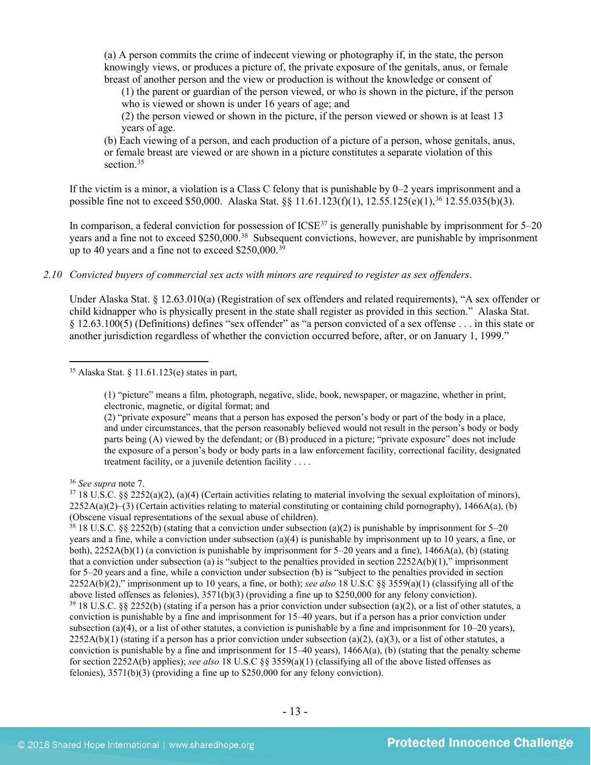> (a) A person commits the crime of indecent viewing or photography if, in the state, the person knowingly views, or produces a picture of, the private exposure of the genitals, anus, or female breast of another person and the view or production is without the knowledge or consent of
>
> (1) the parent or guardian of the person viewed, or who is shown in the picture, if the person who is viewed or shown is under 16 years of age; and
>
> (2) the person viewed or shown in the picture, if the person viewed or shown is at least 13 years of age.
>
> (b) Each viewing of a person, and each production of a picture of a person, whose genitals, anus, or female breast are viewed or are shown in a picture constitutes a separate violation of this section.[35]

If the victim is a minor, a violation is a Class C felony that is punishable by 0–2 years imprisonment and a possible fine not to exceed $50,000. Alaska Stat. §§ 11.61.123(f)(1), 12.55.125(e)(1),[36] 12.55.035(b)(3).

In comparison, a federal conviction for possession of ICSE[37] is generally punishable by imprisonment for 5–20 years and a fine not to exceed $250,000.[38] Subsequent convictions, however, are punishable by imprisonment up to 40 years and a fine not to exceed $250,000.[39]

*2.10 Convicted buyers of commercial sex acts with minors are required to register as sex offenders.*

Under Alaska Stat. § 12.63.010(a) (Registration of sex offenders and related requirements), "A sex offender or child kidnapper who is physically present in the state shall register as provided in this section." Alaska Stat. § 12.63.100(5) (Definitions) defines "sex offender" as "a person convicted of a sex offense . . . in this state or another jurisdiction regardless of whether the conviction occurred before, after, or on January 1, 1999."

---

[35] Alaska Stat. § 11.61.123(e) states in part,

> (1) "picture" means a film, photograph, negative, slide, book, newspaper, or magazine, whether in print, electronic, magnetic, or digital format; and
>
> (2) "private exposure" means that a person has exposed the person's body or part of the body in a place, and under circumstances, that the person reasonably believed would not result in the person's body or body parts being (A) viewed by the defendant; or (B) produced in a picture; "private exposure" does not include the exposure of a person's body or body parts in a law enforcement facility, correctional facility, designated treatment facility, or a juvenile detention facility . . . .

[36] *See supra* note 7.

[37] 18 U.S.C. §§ 2252(a)(2), (a)(4) (Certain activities relating to material involving the sexual exploitation of minors), 2252A(a)(2)–(3) (Certain activities relating to material constituting or containing child pornography), 1466A(a), (b) (Obscene visual representations of the sexual abuse of children).

[38] 18 U.S.C. §§ 2252(b) (stating that a conviction under subsection (a)(2) is punishable by imprisonment for 5–20 years and a fine, while a conviction under subsection (a)(4) is punishable by imprisonment up to 10 years, a fine, or both), 2252A(b)(1) (a conviction is punishable by imprisonment for 5–20 years and a fine), 1466A(a), (b) (stating that a conviction under subsection (a) is "subject to the penalties provided in section 2252A(b)(1)," imprisonment for 5–20 years and a fine, while a conviction under subsection (b) is "subject to the penalties provided in section 2252A(b)(2)," imprisonment up to 10 years, a fine, or both); *see also* 18 U.S.C §§ 3559(a)(1) (classifying all of the above listed offenses as felonies), 3571(b)(3) (providing a fine up to $250,000 for any felony conviction).

[39] 18 U.S.C. §§ 2252(b) (stating if a person has a prior conviction under subsection (a)(2), or a list of other statutes, a conviction is punishable by a fine and imprisonment for 15–40 years, but if a person has a prior conviction under subsection (a)(4), or a list of other statutes, a conviction is punishable by a fine and imprisonment for 10–20 years), 2252A(b)(1) (stating if a person has a prior conviction under subsection (a)(2), (a)(3), or a list of other statutes, a conviction is punishable by a fine and imprisonment for 15–40 years), 1466A(a), (b) (stating that the penalty scheme for section 2252A(b) applies); *see also* 18 U.S.C §§ 3559(a)(1) (classifying all of the above listed offenses as felonies), 3571(b)(3) (providing a fine up to $250,000 for any felony conviction).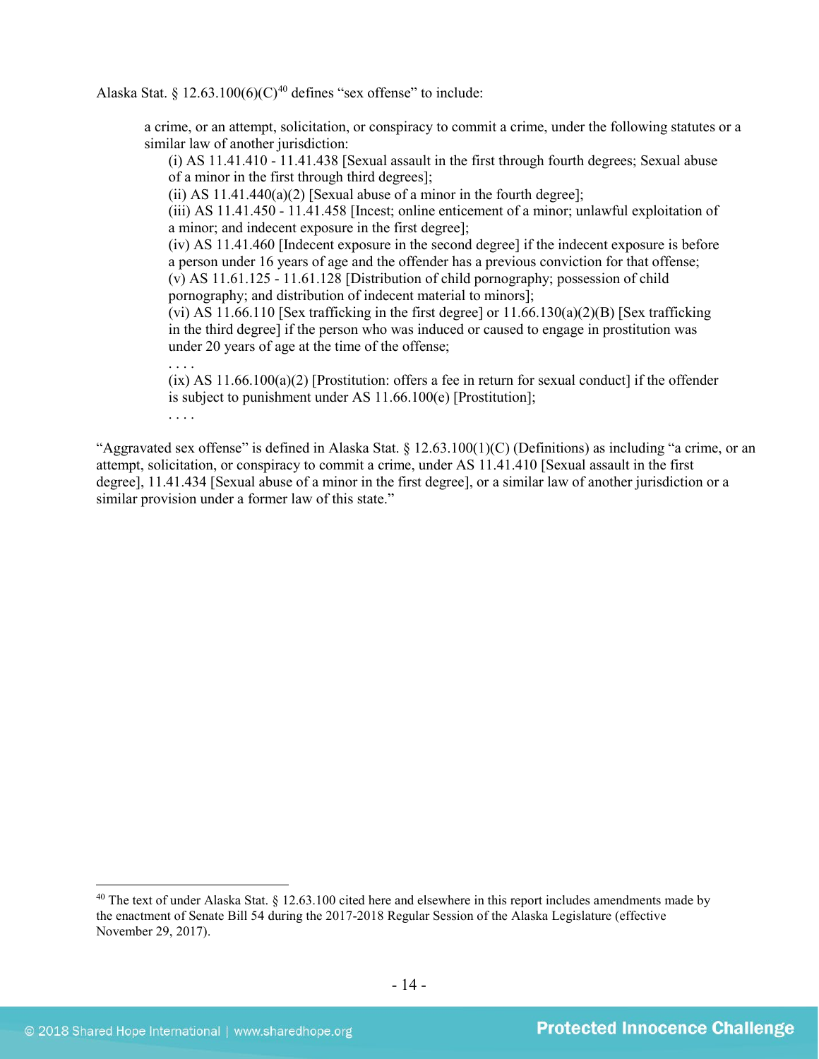Alaska Stat. § 12.63.100(6)(C)[40] defines "sex offense" to include:

> a crime, or an attempt, solicitation, or conspiracy to commit a crime, under the following statutes or a similar law of another jurisdiction:
>
> (i) AS 11.41.410 - 11.41.438 [Sexual assault in the first through fourth degrees; Sexual abuse of a minor in the first through third degrees];
>
> (ii) AS 11.41.440(a)(2) [Sexual abuse of a minor in the fourth degree];
>
> (iii) AS 11.41.450 - 11.41.458 [Incest; online enticement of a minor; unlawful exploitation of a minor; and indecent exposure in the first degree];
>
> (iv) AS 11.41.460 [Indecent exposure in the second degree] if the indecent exposure is before a person under 16 years of age and the offender has a previous conviction for that offense;
>
> (v) AS 11.61.125 - 11.61.128 [Distribution of child pornography; possession of child pornography; and distribution of indecent material to minors];
>
> (vi) AS 11.66.110 [Sex trafficking in the first degree] or 11.66.130(a)(2)(B) [Sex trafficking in the third degree] if the person who was induced or caused to engage in prostitution was under 20 years of age at the time of the offense;
>
> . . . .
>
> (ix) AS 11.66.100(a)(2) [Prostitution: offers a fee in return for sexual conduct] if the offender is subject to punishment under AS 11.66.100(e) [Prostitution];
>
> . . . .

"Aggravated sex offense" is defined in Alaska Stat. § 12.63.100(1)(C) (Definitions) as including "a crime, or an attempt, solicitation, or conspiracy to commit a crime, under AS 11.41.410 [Sexual assault in the first degree], 11.41.434 [Sexual abuse of a minor in the first degree], or a similar law of another jurisdiction or a similar provision under a former law of this state."

---

[40] The text of under Alaska Stat. § 12.63.100 cited here and elsewhere in this report includes amendments made by the enactment of Senate Bill 54 during the 2017-2018 Regular Session of the Alaska Legislature (effective November 29, 2017).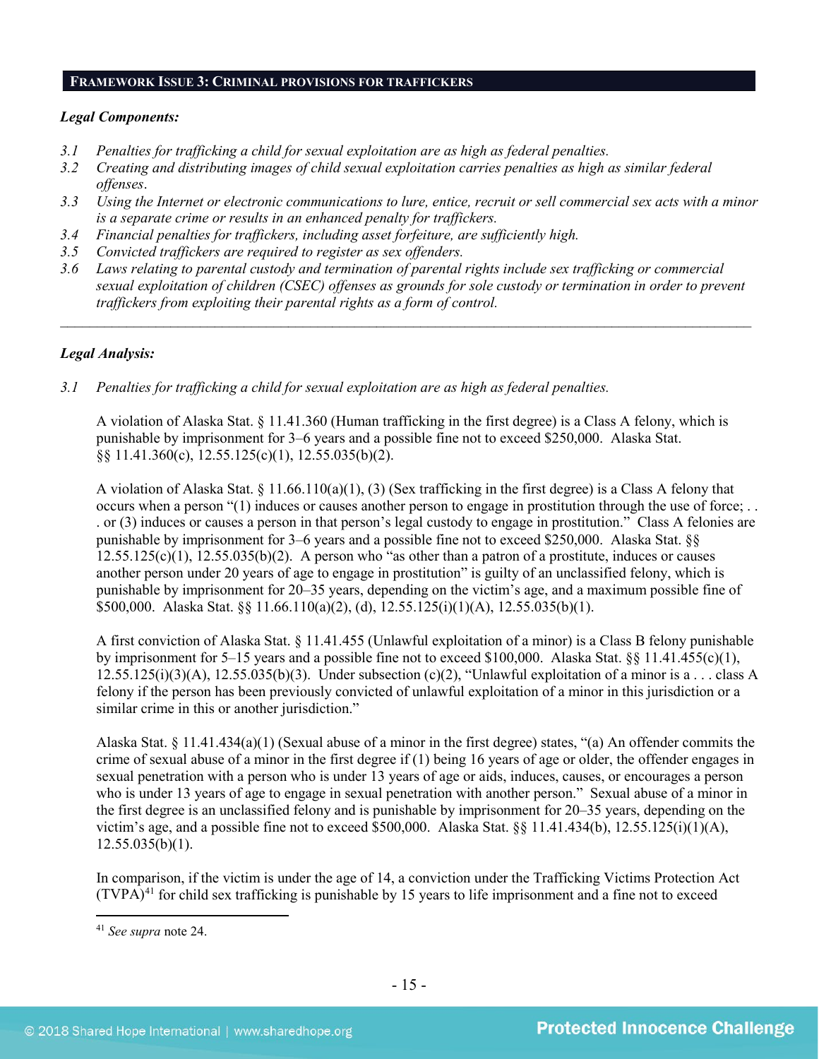## Framework Issue 3: Criminal provisions for traffickers

### *Legal Components:*

*3.1 Penalties for trafficking a child for sexual exploitation are as high as federal penalties.*
*3.2 Creating and distributing images of child sexual exploitation carries penalties as high as similar federal offenses.*
*3.3 Using the Internet or electronic communications to lure, entice, recruit or sell commercial sex acts with a minor is a separate crime or results in an enhanced penalty for traffickers.*
*3.4 Financial penalties for traffickers, including asset forfeiture, are sufficiently high.*
*3.5 Convicted traffickers are required to register as sex offenders.*
*3.6 Laws relating to parental custody and termination of parental rights include sex trafficking or commercial sexual exploitation of children (CSEC) offenses as grounds for sole custody or termination in order to prevent traffickers from exploiting their parental rights as a form of control.*

---

### *Legal Analysis:*

*3.1 Penalties for trafficking a child for sexual exploitation are as high as federal penalties.*

A violation of Alaska Stat. § 11.41.360 (Human trafficking in the first degree) is a Class A felony, which is punishable by imprisonment for 3–6 years and a possible fine not to exceed $250,000. Alaska Stat. §§ 11.41.360(c), 12.55.125(c)(1), 12.55.035(b)(2).

A violation of Alaska Stat. § 11.66.110(a)(1), (3) (Sex trafficking in the first degree) is a Class A felony that occurs when a person "(1) induces or causes another person to engage in prostitution through the use of force; . . . or (3) induces or causes a person in that person's legal custody to engage in prostitution." Class A felonies are punishable by imprisonment for 3–6 years and a possible fine not to exceed $250,000. Alaska Stat. §§ 12.55.125(c)(1), 12.55.035(b)(2). A person who "as other than a patron of a prostitute, induces or causes another person under 20 years of age to engage in prostitution" is guilty of an unclassified felony, which is punishable by imprisonment for 20–35 years, depending on the victim's age, and a maximum possible fine of $500,000. Alaska Stat. §§ 11.66.110(a)(2), (d), 12.55.125(i)(1)(A), 12.55.035(b)(1).

A first conviction of Alaska Stat. § 11.41.455 (Unlawful exploitation of a minor) is a Class B felony punishable by imprisonment for 5–15 years and a possible fine not to exceed $100,000. Alaska Stat. §§ 11.41.455(c)(1), 12.55.125(i)(3)(A), 12.55.035(b)(3). Under subsection (c)(2), "Unlawful exploitation of a minor is a . . . class A felony if the person has been previously convicted of unlawful exploitation of a minor in this jurisdiction or a similar crime in this or another jurisdiction."

Alaska Stat. § 11.41.434(a)(1) (Sexual abuse of a minor in the first degree) states, "(a) An offender commits the crime of sexual abuse of a minor in the first degree if (1) being 16 years of age or older, the offender engages in sexual penetration with a person who is under 13 years of age or aids, induces, causes, or encourages a person who is under 13 years of age to engage in sexual penetration with another person." Sexual abuse of a minor in the first degree is an unclassified felony and is punishable by imprisonment for 20–35 years, depending on the victim's age, and a possible fine not to exceed $500,000. Alaska Stat. §§ 11.41.434(b), 12.55.125(i)(1)(A), 12.55.035(b)(1).

In comparison, if the victim is under the age of 14, a conviction under the Trafficking Victims Protection Act (TVPA)[41] for child sex trafficking is punishable by 15 years to life imprisonment and a fine not to exceed

---

[41] *See supra* note 24.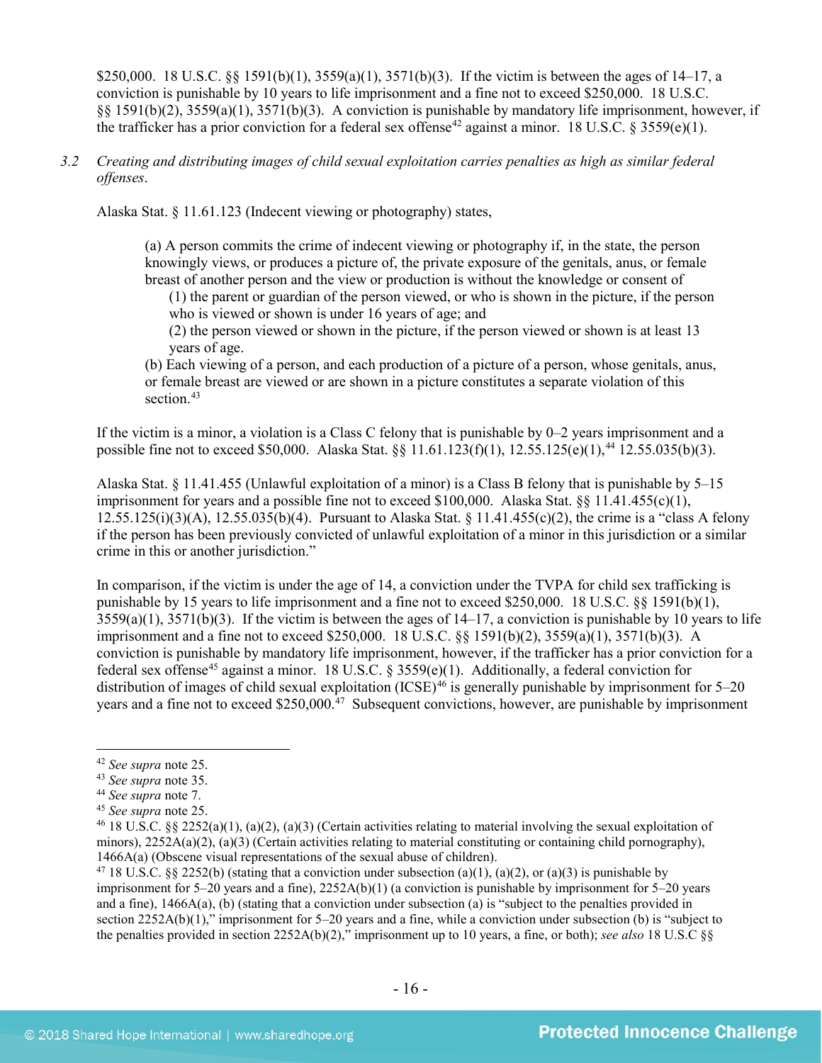$250,000. 18 U.S.C. §§ 1591(b)(1), 3559(a)(1), 3571(b)(3). If the victim is between the ages of 14–17, a conviction is punishable by 10 years to life imprisonment and a fine not to exceed $250,000. 18 U.S.C. §§ 1591(b)(2), 3559(a)(1), 3571(b)(3). A conviction is punishable by mandatory life imprisonment, however, if the trafficker has a prior conviction for a federal sex offense[42] against a minor. 18 U.S.C. § 3559(e)(1).

3.2 *Creating and distributing images of child sexual exploitation carries penalties as high as similar federal offenses*.

Alaska Stat. § 11.61.123 (Indecent viewing or photography) states,

> (a) A person commits the crime of indecent viewing or photography if, in the state, the person knowingly views, or produces a picture of, the private exposure of the genitals, anus, or female breast of another person and the view or production is without the knowledge or consent of
>
> (1) the parent or guardian of the person viewed, or who is shown in the picture, if the person who is viewed or shown is under 16 years of age; and
>
> (2) the person viewed or shown in the picture, if the person viewed or shown is at least 13 years of age.
>
> (b) Each viewing of a person, and each production of a picture of a person, whose genitals, anus, or female breast are viewed or are shown in a picture constitutes a separate violation of this section.[43]

If the victim is a minor, a violation is a Class C felony that is punishable by 0–2 years imprisonment and a possible fine not to exceed $50,000. Alaska Stat. §§ 11.61.123(f)(1), 12.55.125(e)(1),[44] 12.55.035(b)(3).

Alaska Stat. § 11.41.455 (Unlawful exploitation of a minor) is a Class B felony that is punishable by 5–15 imprisonment for years and a possible fine not to exceed $100,000. Alaska Stat. §§ 11.41.455(c)(1), 12.55.125(i)(3)(A), 12.55.035(b)(4). Pursuant to Alaska Stat. § 11.41.455(c)(2), the crime is a "class A felony if the person has been previously convicted of unlawful exploitation of a minor in this jurisdiction or a similar crime in this or another jurisdiction."

In comparison, if the victim is under the age of 14, a conviction under the TVPA for child sex trafficking is punishable by 15 years to life imprisonment and a fine not to exceed $250,000. 18 U.S.C. §§ 1591(b)(1), 3559(a)(1), 3571(b)(3). If the victim is between the ages of 14–17, a conviction is punishable by 10 years to life imprisonment and a fine not to exceed $250,000. 18 U.S.C. §§ 1591(b)(2), 3559(a)(1), 3571(b)(3). A conviction is punishable by mandatory life imprisonment, however, if the trafficker has a prior conviction for a federal sex offense[45] against a minor. 18 U.S.C. § 3559(e)(1). Additionally, a federal conviction for distribution of images of child sexual exploitation (ICSE)[46] is generally punishable by imprisonment for 5–20 years and a fine not to exceed $250,000.[47] Subsequent convictions, however, are punishable by imprisonment

---

[42] *See supra* note 25.

[43] *See supra* note 35.

[44] *See supra* note 7.

[45] *See supra* note 25.

[46] 18 U.S.C. §§ 2252(a)(1), (a)(2), (a)(3) (Certain activities relating to material involving the sexual exploitation of minors), 2252A(a)(2), (a)(3) (Certain activities relating to material constituting or containing child pornography), 1466A(a) (Obscene visual representations of the sexual abuse of children).

[47] 18 U.S.C. §§ 2252(b) (stating that a conviction under subsection (a)(1), (a)(2), or (a)(3) is punishable by imprisonment for 5–20 years and a fine), 2252A(b)(1) (a conviction is punishable by imprisonment for 5–20 years and a fine), 1466A(a), (b) (stating that a conviction under subsection (a) is "subject to the penalties provided in section 2252A(b)(1)," imprisonment for 5–20 years and a fine, while a conviction under subsection (b) is "subject to the penalties provided in section 2252A(b)(2)," imprisonment up to 10 years, a fine, or both); *see also* 18 U.S.C §§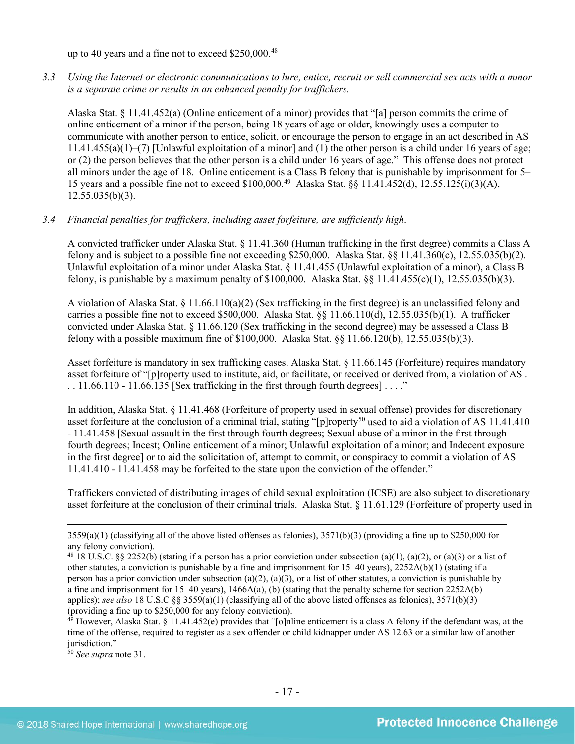up to 40 years and a fine not to exceed $250,000.[48]

*3.3 Using the Internet or electronic communications to lure, entice, recruit or sell commercial sex acts with a minor is a separate crime or results in an enhanced penalty for traffickers.*

Alaska Stat. § 11.41.452(a) (Online enticement of a minor) provides that "[a] person commits the crime of online enticement of a minor if the person, being 18 years of age or older, knowingly uses a computer to communicate with another person to entice, solicit, or encourage the person to engage in an act described in AS 11.41.455(a)(1)–(7) [Unlawful exploitation of a minor] and (1) the other person is a child under 16 years of age; or (2) the person believes that the other person is a child under 16 years of age." This offense does not protect all minors under the age of 18. Online enticement is a Class B felony that is punishable by imprisonment for 5–15 years and a possible fine not to exceed $100,000.[49] Alaska Stat. §§ 11.41.452(d), 12.55.125(i)(3)(A), 12.55.035(b)(3).

*3.4 Financial penalties for traffickers, including asset forfeiture, are sufficiently high.*

A convicted trafficker under Alaska Stat. § 11.41.360 (Human trafficking in the first degree) commits a Class A felony and is subject to a possible fine not exceeding $250,000. Alaska Stat. §§ 11.41.360(c), 12.55.035(b)(2). Unlawful exploitation of a minor under Alaska Stat. § 11.41.455 (Unlawful exploitation of a minor), a Class B felony, is punishable by a maximum penalty of $100,000. Alaska Stat. §§ 11.41.455(c)(1), 12.55.035(b)(3).

A violation of Alaska Stat. § 11.66.110(a)(2) (Sex trafficking in the first degree) is an unclassified felony and carries a possible fine not to exceed $500,000. Alaska Stat. §§ 11.66.110(d), 12.55.035(b)(1). A trafficker convicted under Alaska Stat. § 11.66.120 (Sex trafficking in the second degree) may be assessed a Class B felony with a possible maximum fine of $100,000. Alaska Stat. §§ 11.66.120(b), 12.55.035(b)(3).

Asset forfeiture is mandatory in sex trafficking cases. Alaska Stat. § 11.66.145 (Forfeiture) requires mandatory asset forfeiture of "[p]roperty used to institute, aid, or facilitate, or received or derived from, a violation of AS . . . 11.66.110 - 11.66.135 [Sex trafficking in the first through fourth degrees] . . . ."

In addition, Alaska Stat. § 11.41.468 (Forfeiture of property used in sexual offense) provides for discretionary asset forfeiture at the conclusion of a criminal trial, stating "[p]roperty[50] used to aid a violation of AS 11.41.410 - 11.41.458 [Sexual assault in the first through fourth degrees; Sexual abuse of a minor in the first through fourth degrees; Incest; Online enticement of a minor; Unlawful exploitation of a minor; and Indecent exposure in the first degree] or to aid the solicitation of, attempt to commit, or conspiracy to commit a violation of AS 11.41.410 - 11.41.458 may be forfeited to the state upon the conviction of the offender."

Traffickers convicted of distributing images of child sexual exploitation (ICSE) are also subject to discretionary asset forfeiture at the conclusion of their criminal trials. Alaska Stat. § 11.61.129 (Forfeiture of property used in

---

3559(a)(1) (classifying all of the above listed offenses as felonies), 3571(b)(3) (providing a fine up to $250,000 for any felony conviction).

[48] 18 U.S.C. §§ 2252(b) (stating if a person has a prior conviction under subsection (a)(1), (a)(2), or (a)(3) or a list of other statutes, a conviction is punishable by a fine and imprisonment for 15–40 years), 2252A(b)(1) (stating if a person has a prior conviction under subsection (a)(2), (a)(3), or a list of other statutes, a conviction is punishable by a fine and imprisonment for 15–40 years), 1466A(a), (b) (stating that the penalty scheme for section 2252A(b) applies); *see also* 18 U.S.C §§ 3559(a)(1) (classifying all of the above listed offenses as felonies), 3571(b)(3) (providing a fine up to $250,000 for any felony conviction).

[49] However, Alaska Stat. § 11.41.452(e) provides that "[o]nline enticement is a class A felony if the defendant was, at the time of the offense, required to register as a sex offender or child kidnapper under AS 12.63 or a similar law of another jurisdiction."

[50] *See supra* note 31.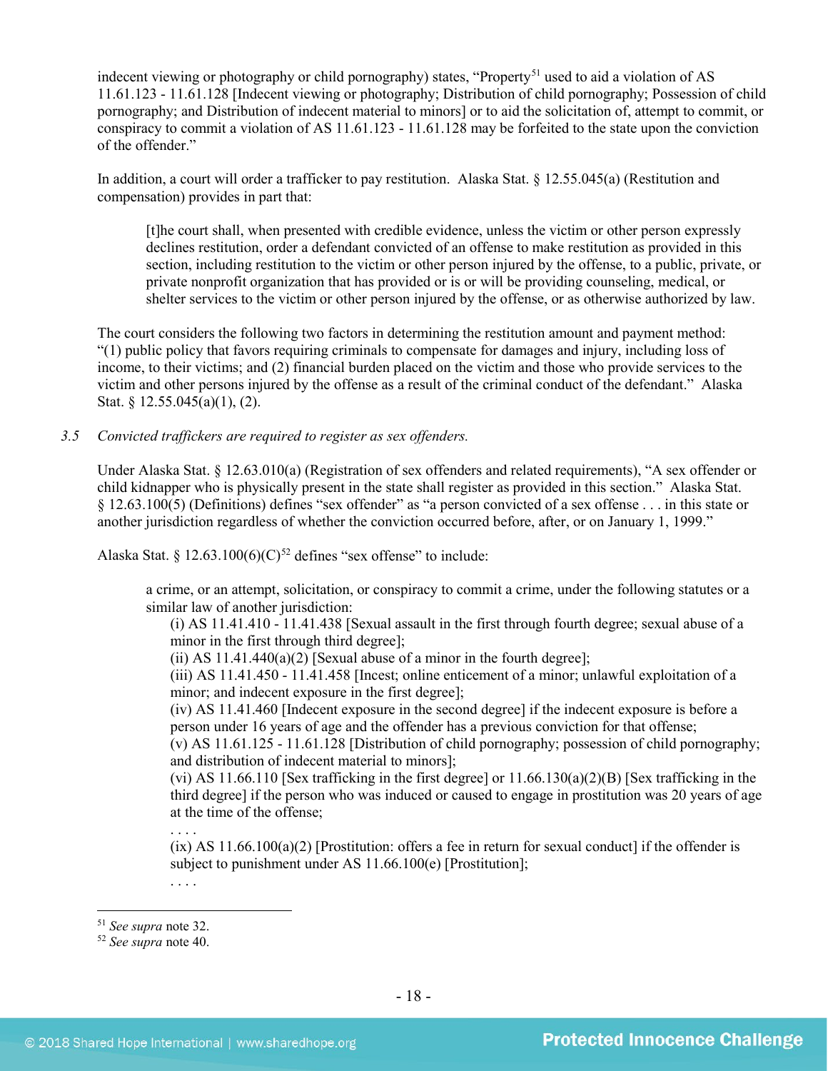indecent viewing or photography or child pornography) states, "Property[51] used to aid a violation of AS 11.61.123 - 11.61.128 [Indecent viewing or photography; Distribution of child pornography; Possession of child pornography; and Distribution of indecent material to minors] or to aid the solicitation of, attempt to commit, or conspiracy to commit a violation of AS 11.61.123 - 11.61.128 may be forfeited to the state upon the conviction of the offender."

In addition, a court will order a trafficker to pay restitution. Alaska Stat. § 12.55.045(a) (Restitution and compensation) provides in part that:

> [t]he court shall, when presented with credible evidence, unless the victim or other person expressly declines restitution, order a defendant convicted of an offense to make restitution as provided in this section, including restitution to the victim or other person injured by the offense, to a public, private, or private nonprofit organization that has provided or is or will be providing counseling, medical, or shelter services to the victim or other person injured by the offense, or as otherwise authorized by law.

The court considers the following two factors in determining the restitution amount and payment method: "(1) public policy that favors requiring criminals to compensate for damages and injury, including loss of income, to their victims; and (2) financial burden placed on the victim and those who provide services to the victim and other persons injured by the offense as a result of the criminal conduct of the defendant." Alaska Stat. § 12.55.045(a)(1), (2).

*3.5 Convicted traffickers are required to register as sex offenders.*

Under Alaska Stat. § 12.63.010(a) (Registration of sex offenders and related requirements), "A sex offender or child kidnapper who is physically present in the state shall register as provided in this section." Alaska Stat. § 12.63.100(5) (Definitions) defines "sex offender" as "a person convicted of a sex offense . . . in this state or another jurisdiction regardless of whether the conviction occurred before, after, or on January 1, 1999."

Alaska Stat. § 12.63.100(6)(C)[52] defines "sex offense" to include:

> a crime, or an attempt, solicitation, or conspiracy to commit a crime, under the following statutes or a similar law of another jurisdiction:
>
> (i) AS 11.41.410 - 11.41.438 [Sexual assault in the first through fourth degree; sexual abuse of a minor in the first through third degree];
>
> (ii) AS 11.41.440(a)(2) [Sexual abuse of a minor in the fourth degree];
>
> (iii) AS 11.41.450 - 11.41.458 [Incest; online enticement of a minor; unlawful exploitation of a minor; and indecent exposure in the first degree];
>
> (iv) AS 11.41.460 [Indecent exposure in the second degree] if the indecent exposure is before a person under 16 years of age and the offender has a previous conviction for that offense;
>
> (v) AS 11.61.125 - 11.61.128 [Distribution of child pornography; possession of child pornography; and distribution of indecent material to minors];
>
> (vi) AS 11.66.110 [Sex trafficking in the first degree] or 11.66.130(a)(2)(B) [Sex trafficking in the third degree] if the person who was induced or caused to engage in prostitution was 20 years of age at the time of the offense;
>
> . . . .
>
> (ix) AS 11.66.100(a)(2) [Prostitution: offers a fee in return for sexual conduct] if the offender is subject to punishment under AS 11.66.100(e) [Prostitution];
>
> . . . .

---

[51] *See supra* note 32.

[52] *See supra* note 40.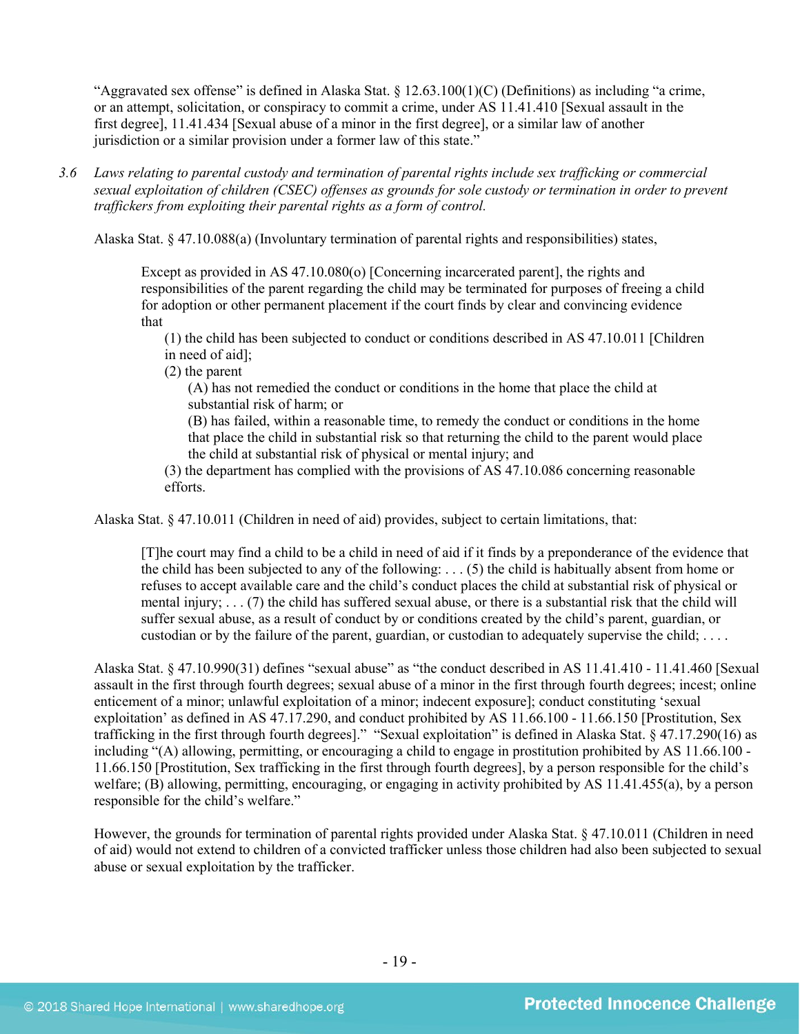"Aggravated sex offense" is defined in Alaska Stat. § 12.63.100(1)(C) (Definitions) as including "a crime, or an attempt, solicitation, or conspiracy to commit a crime, under AS 11.41.410 [Sexual assault in the first degree], 11.41.434 [Sexual abuse of a minor in the first degree], or a similar law of another jurisdiction or a similar provision under a former law of this state."

*3.6 Laws relating to parental custody and termination of parental rights include sex trafficking or commercial sexual exploitation of children (CSEC) offenses as grounds for sole custody or termination in order to prevent traffickers from exploiting their parental rights as a form of control.*

Alaska Stat. § 47.10.088(a) (Involuntary termination of parental rights and responsibilities) states,

> Except as provided in AS 47.10.080(o) [Concerning incarcerated parent], the rights and responsibilities of the parent regarding the child may be terminated for purposes of freeing a child for adoption or other permanent placement if the court finds by clear and convincing evidence that
>
> (1) the child has been subjected to conduct or conditions described in AS 47.10.011 [Children in need of aid];
>
> (2) the parent
>
> (A) has not remedied the conduct or conditions in the home that place the child at substantial risk of harm; or
>
> (B) has failed, within a reasonable time, to remedy the conduct or conditions in the home that place the child in substantial risk so that returning the child to the parent would place the child at substantial risk of physical or mental injury; and
>
> (3) the department has complied with the provisions of AS 47.10.086 concerning reasonable efforts.

Alaska Stat. § 47.10.011 (Children in need of aid) provides, subject to certain limitations, that:

> [T]he court may find a child to be a child in need of aid if it finds by a preponderance of the evidence that the child has been subjected to any of the following: . . . (5) the child is habitually absent from home or refuses to accept available care and the child's conduct places the child at substantial risk of physical or mental injury; . . . (7) the child has suffered sexual abuse, or there is a substantial risk that the child will suffer sexual abuse, as a result of conduct by or conditions created by the child's parent, guardian, or custodian or by the failure of the parent, guardian, or custodian to adequately supervise the child; . . . .

Alaska Stat. § 47.10.990(31) defines "sexual abuse" as "the conduct described in AS 11.41.410 - 11.41.460 [Sexual assault in the first through fourth degrees; sexual abuse of a minor in the first through fourth degrees; incest; online enticement of a minor; unlawful exploitation of a minor; indecent exposure]; conduct constituting 'sexual exploitation' as defined in AS 47.17.290, and conduct prohibited by AS 11.66.100 - 11.66.150 [Prostitution, Sex trafficking in the first through fourth degrees]." "Sexual exploitation" is defined in Alaska Stat. § 47.17.290(16) as including "(A) allowing, permitting, or encouraging a child to engage in prostitution prohibited by AS 11.66.100 - 11.66.150 [Prostitution, Sex trafficking in the first through fourth degrees], by a person responsible for the child's welfare; (B) allowing, permitting, encouraging, or engaging in activity prohibited by AS 11.41.455(a), by a person responsible for the child's welfare."

However, the grounds for termination of parental rights provided under Alaska Stat. § 47.10.011 (Children in need of aid) would not extend to children of a convicted trafficker unless those children had also been subjected to sexual abuse or sexual exploitation by the trafficker.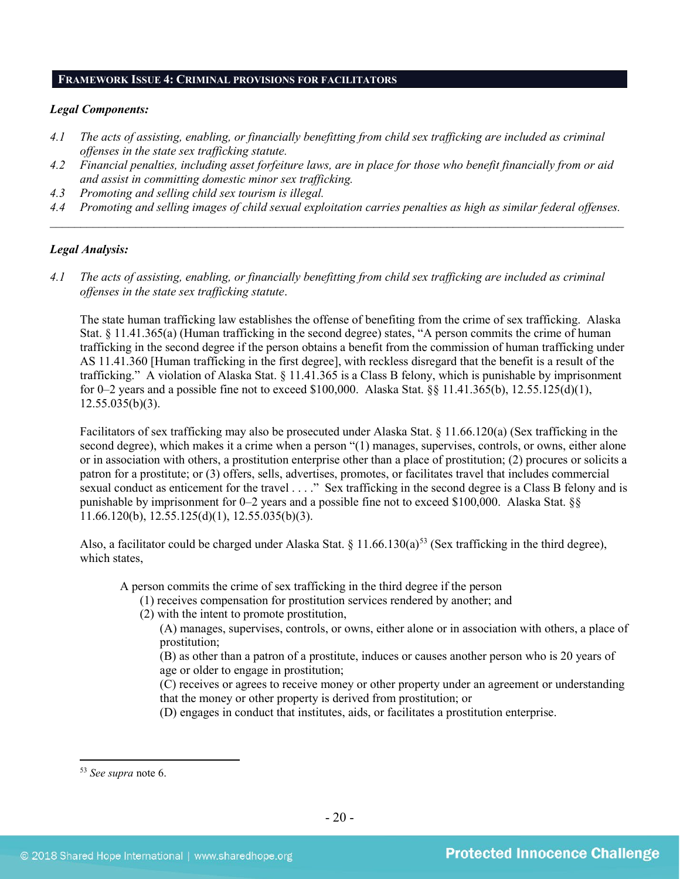## Framework Issue 4: Criminal provisions for facilitators

***Legal Components:***

*4.1 The acts of assisting, enabling, or financially benefitting from child sex trafficking are included as criminal offenses in the state sex trafficking statute.*

*4.2 Financial penalties, including asset forfeiture laws, are in place for those who benefit financially from or aid and assist in committing domestic minor sex trafficking.*

*4.3 Promoting and selling child sex tourism is illegal.*

*4.4 Promoting and selling images of child sexual exploitation carries penalties as high as similar federal offenses.*

---

***Legal Analysis:***

*4.1 The acts of assisting, enabling, or financially benefitting from child sex trafficking are included as criminal offenses in the state sex trafficking statute.*

The state human trafficking law establishes the offense of benefiting from the crime of sex trafficking. Alaska Stat. § 11.41.365(a) (Human trafficking in the second degree) states, "A person commits the crime of human trafficking in the second degree if the person obtains a benefit from the commission of human trafficking under AS 11.41.360 [Human trafficking in the first degree], with reckless disregard that the benefit is a result of the trafficking." A violation of Alaska Stat. § 11.41.365 is a Class B felony, which is punishable by imprisonment for 0–2 years and a possible fine not to exceed $100,000. Alaska Stat. §§ 11.41.365(b), 12.55.125(d)(1), 12.55.035(b)(3).

Facilitators of sex trafficking may also be prosecuted under Alaska Stat. § 11.66.120(a) (Sex trafficking in the second degree), which makes it a crime when a person "(1) manages, supervises, controls, or owns, either alone or in association with others, a prostitution enterprise other than a place of prostitution; (2) procures or solicits a patron for a prostitute; or (3) offers, sells, advertises, promotes, or facilitates travel that includes commercial sexual conduct as enticement for the travel . . . ." Sex trafficking in the second degree is a Class B felony and is punishable by imprisonment for 0–2 years and a possible fine not to exceed $100,000. Alaska Stat. §§ 11.66.120(b), 12.55.125(d)(1), 12.55.035(b)(3).

Also, a facilitator could be charged under Alaska Stat. § 11.66.130(a)[53] (Sex trafficking in the third degree), which states,

> A person commits the crime of sex trafficking in the third degree if the person
> (1) receives compensation for prostitution services rendered by another; and
> (2) with the intent to promote prostitution,
> (A) manages, supervises, controls, or owns, either alone or in association with others, a place of prostitution;
> (B) as other than a patron of a prostitute, induces or causes another person who is 20 years of age or older to engage in prostitution;
> (C) receives or agrees to receive money or other property under an agreement or understanding that the money or other property is derived from prostitution; or
> (D) engages in conduct that institutes, aids, or facilitates a prostitution enterprise.

---

[53] *See supra* note 6.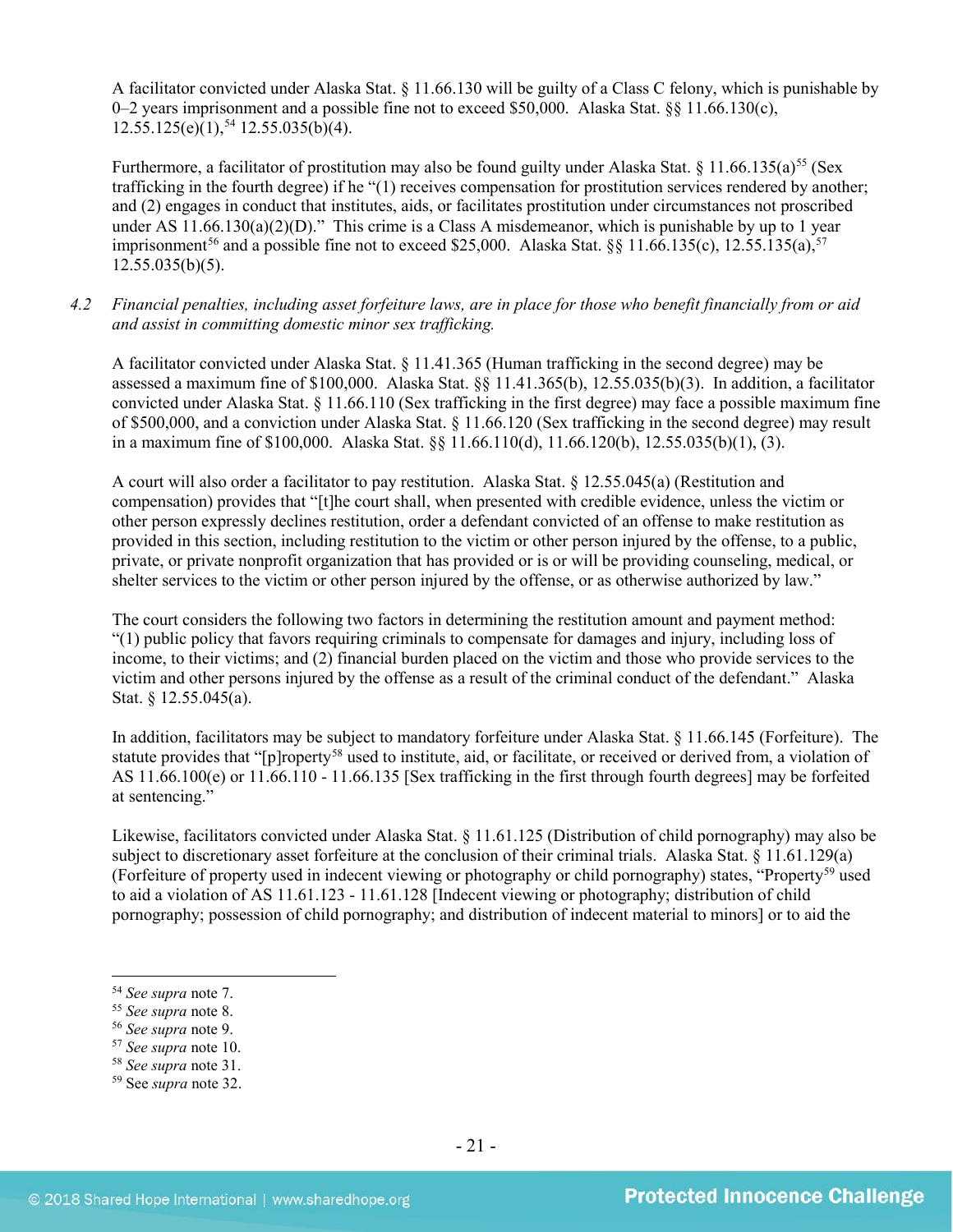A facilitator convicted under Alaska Stat. § 11.66.130 will be guilty of a Class C felony, which is punishable by 0–2 years imprisonment and a possible fine not to exceed $50,000. Alaska Stat. §§ 11.66.130(c), 12.55.125(e)(1),[54] 12.55.035(b)(4).

Furthermore, a facilitator of prostitution may also be found guilty under Alaska Stat. § 11.66.135(a)[55] (Sex trafficking in the fourth degree) if he "(1) receives compensation for prostitution services rendered by another; and (2) engages in conduct that institutes, aids, or facilitates prostitution under circumstances not proscribed under AS 11.66.130(a)(2)(D)." This crime is a Class A misdemeanor, which is punishable by up to 1 year imprisonment[56] and a possible fine not to exceed $25,000. Alaska Stat. §§ 11.66.135(c), 12.55.135(a),[57] 12.55.035(b)(5).

*4.2 Financial penalties, including asset forfeiture laws, are in place for those who benefit financially from or aid and assist in committing domestic minor sex trafficking.*

A facilitator convicted under Alaska Stat. § 11.41.365 (Human trafficking in the second degree) may be assessed a maximum fine of $100,000. Alaska Stat. §§ 11.41.365(b), 12.55.035(b)(3). In addition, a facilitator convicted under Alaska Stat. § 11.66.110 (Sex trafficking in the first degree) may face a possible maximum fine of $500,000, and a conviction under Alaska Stat. § 11.66.120 (Sex trafficking in the second degree) may result in a maximum fine of $100,000. Alaska Stat. §§ 11.66.110(d), 11.66.120(b), 12.55.035(b)(1), (3).

A court will also order a facilitator to pay restitution. Alaska Stat. § 12.55.045(a) (Restitution and compensation) provides that "[t]he court shall, when presented with credible evidence, unless the victim or other person expressly declines restitution, order a defendant convicted of an offense to make restitution as provided in this section, including restitution to the victim or other person injured by the offense, to a public, private, or private nonprofit organization that has provided or is or will be providing counseling, medical, or shelter services to the victim or other person injured by the offense, or as otherwise authorized by law."

The court considers the following two factors in determining the restitution amount and payment method: "(1) public policy that favors requiring criminals to compensate for damages and injury, including loss of income, to their victims; and (2) financial burden placed on the victim and those who provide services to the victim and other persons injured by the offense as a result of the criminal conduct of the defendant." Alaska Stat. § 12.55.045(a).

In addition, facilitators may be subject to mandatory forfeiture under Alaska Stat. § 11.66.145 (Forfeiture). The statute provides that "[p]roperty[58] used to institute, aid, or facilitate, or received or derived from, a violation of AS 11.66.100(e) or 11.66.110 - 11.66.135 [Sex trafficking in the first through fourth degrees] may be forfeited at sentencing."

Likewise, facilitators convicted under Alaska Stat. § 11.61.125 (Distribution of child pornography) may also be subject to discretionary asset forfeiture at the conclusion of their criminal trials. Alaska Stat. § 11.61.129(a) (Forfeiture of property used in indecent viewing or photography or child pornography) states, "Property[59] used to aid a violation of AS 11.61.123 - 11.61.128 [Indecent viewing or photography; distribution of child pornography; possession of child pornography; and distribution of indecent material to minors] or to aid the

---

[54] *See supra* note 7.
[55] *See supra* note 8.
[56] *See supra* note 9.
[57] *See supra* note 10.
[58] *See supra* note 31.
[59] See *supra* note 32.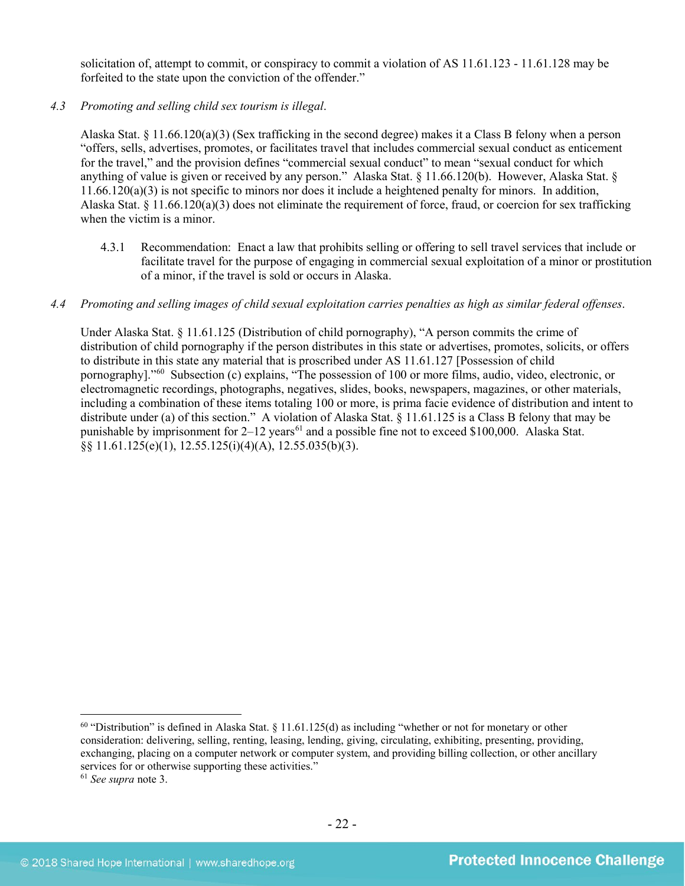solicitation of, attempt to commit, or conspiracy to commit a violation of AS 11.61.123 - 11.61.128 may be forfeited to the state upon the conviction of the offender."

*4.3 Promoting and selling child sex tourism is illegal.*

Alaska Stat. § 11.66.120(a)(3) (Sex trafficking in the second degree) makes it a Class B felony when a person "offers, sells, advertises, promotes, or facilitates travel that includes commercial sexual conduct as enticement for the travel," and the provision defines "commercial sexual conduct" to mean "sexual conduct for which anything of value is given or received by any person." Alaska Stat. § 11.66.120(b). However, Alaska Stat. § 11.66.120(a)(3) is not specific to minors nor does it include a heightened penalty for minors. In addition, Alaska Stat. § 11.66.120(a)(3) does not eliminate the requirement of force, fraud, or coercion for sex trafficking when the victim is a minor.

4.3.1 Recommendation: Enact a law that prohibits selling or offering to sell travel services that include or facilitate travel for the purpose of engaging in commercial sexual exploitation of a minor or prostitution of a minor, if the travel is sold or occurs in Alaska.

*4.4 Promoting and selling images of child sexual exploitation carries penalties as high as similar federal offenses.*

Under Alaska Stat. § 11.61.125 (Distribution of child pornography), "A person commits the crime of distribution of child pornography if the person distributes in this state or advertises, promotes, solicits, or offers to distribute in this state any material that is proscribed under AS 11.61.127 [Possession of child pornography]."[60] Subsection (c) explains, "The possession of 100 or more films, audio, video, electronic, or electromagnetic recordings, photographs, negatives, slides, books, newspapers, magazines, or other materials, including a combination of these items totaling 100 or more, is prima facie evidence of distribution and intent to distribute under (a) of this section." A violation of Alaska Stat. § 11.61.125 is a Class B felony that may be punishable by imprisonment for 2–12 years[61] and a possible fine not to exceed $100,000. Alaska Stat. §§ 11.61.125(e)(1), 12.55.125(i)(4)(A), 12.55.035(b)(3).

---

[60] "Distribution" is defined in Alaska Stat. § 11.61.125(d) as including "whether or not for monetary or other consideration: delivering, selling, renting, leasing, lending, giving, circulating, exhibiting, presenting, providing, exchanging, placing on a computer network or computer system, and providing billing collection, or other ancillary services for or otherwise supporting these activities."

[61] *See supra* note 3.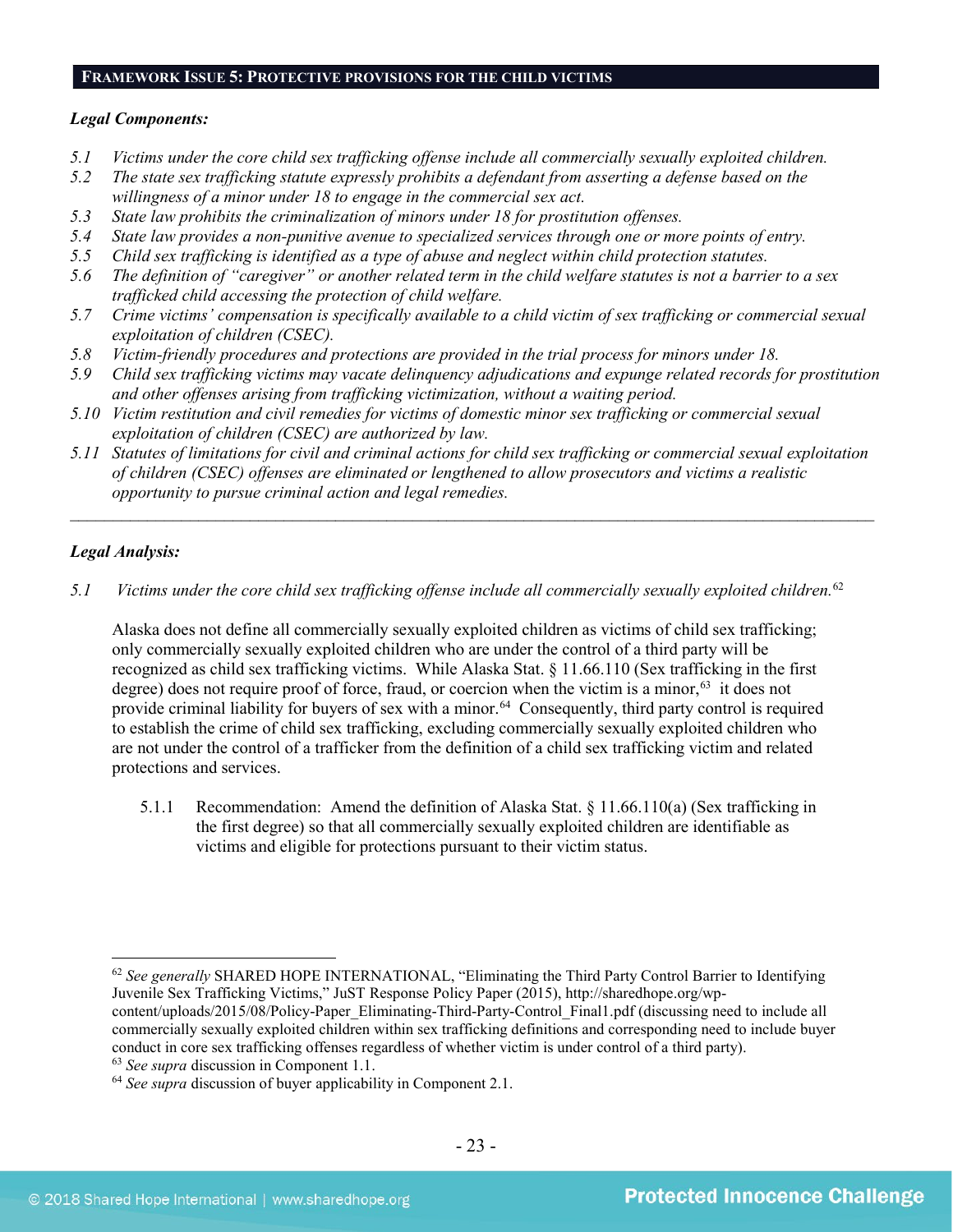## FRAMEWORK ISSUE 5: PROTECTIVE PROVISIONS FOR THE CHILD VICTIMS

***Legal Components:***

*5.1 Victims under the core child sex trafficking offense include all commercially sexually exploited children.*

*5.2 The state sex trafficking statute expressly prohibits a defendant from asserting a defense based on the willingness of a minor under 18 to engage in the commercial sex act.*

*5.3 State law prohibits the criminalization of minors under 18 for prostitution offenses.*

*5.4 State law provides a non-punitive avenue to specialized services through one or more points of entry.*

*5.5 Child sex trafficking is identified as a type of abuse and neglect within child protection statutes.*

*5.6 The definition of "caregiver" or another related term in the child welfare statutes is not a barrier to a sex trafficked child accessing the protection of child welfare.*

*5.7 Crime victims' compensation is specifically available to a child victim of sex trafficking or commercial sexual exploitation of children (CSEC).*

*5.8 Victim-friendly procedures and protections are provided in the trial process for minors under 18.*

*5.9 Child sex trafficking victims may vacate delinquency adjudications and expunge related records for prostitution and other offenses arising from trafficking victimization, without a waiting period.*

*5.10 Victim restitution and civil remedies for victims of domestic minor sex trafficking or commercial sexual exploitation of children (CSEC) are authorized by law.*

*5.11 Statutes of limitations for civil and criminal actions for child sex trafficking or commercial sexual exploitation of children (CSEC) offenses are eliminated or lengthened to allow prosecutors and victims a realistic opportunity to pursue criminal action and legal remedies.*

---

***Legal Analysis:***

*5.1 Victims under the core child sex trafficking offense include all commercially sexually exploited children.*[62]

Alaska does not define all commercially sexually exploited children as victims of child sex trafficking; only commercially sexually exploited children who are under the control of a third party will be recognized as child sex trafficking victims. While Alaska Stat. § 11.66.110 (Sex trafficking in the first degree) does not require proof of force, fraud, or coercion when the victim is a minor,[63] it does not provide criminal liability for buyers of sex with a minor.[64] Consequently, third party control is required to establish the crime of child sex trafficking, excluding commercially sexually exploited children who are not under the control of a trafficker from the definition of a child sex trafficking victim and related protections and services.

5.1.1 Recommendation: Amend the definition of Alaska Stat. § 11.66.110(a) (Sex trafficking in the first degree) so that all commercially sexually exploited children are identifiable as victims and eligible for protections pursuant to their victim status.

---

[62] *See generally* SHARED HOPE INTERNATIONAL, "Eliminating the Third Party Control Barrier to Identifying Juvenile Sex Trafficking Victims," JuST Response Policy Paper (2015), http://sharedhope.org/wp-content/uploads/2015/08/Policy-Paper_Eliminating-Third-Party-Control_Final1.pdf (discussing need to include all commercially sexually exploited children within sex trafficking definitions and corresponding need to include buyer conduct in core sex trafficking offenses regardless of whether victim is under control of a third party).

[63] *See supra* discussion in Component 1.1.

[64] *See supra* discussion of buyer applicability in Component 2.1.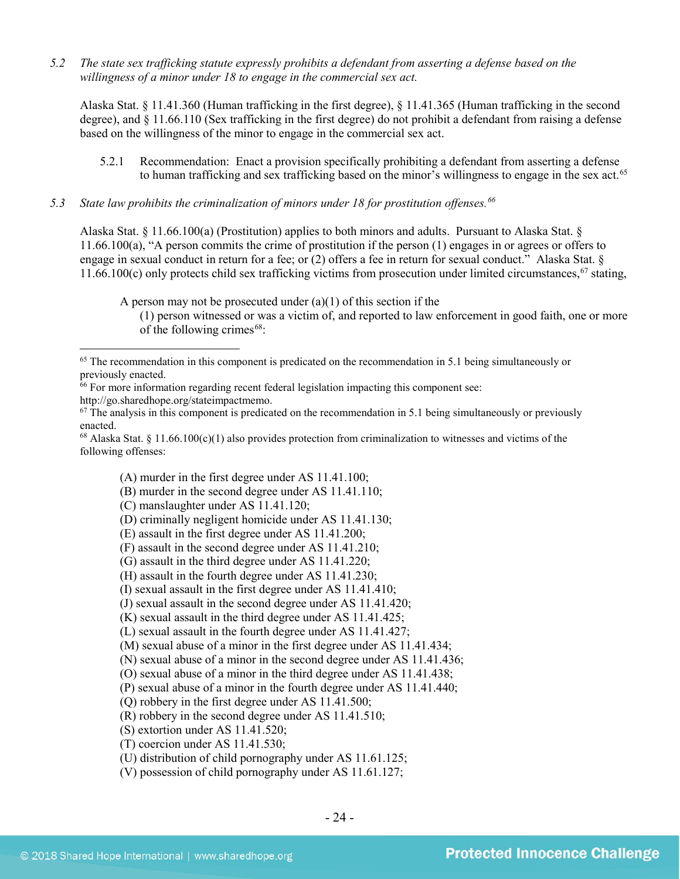5.2 *The state sex trafficking statute expressly prohibits a defendant from asserting a defense based on the willingness of a minor under 18 to engage in the commercial sex act.*

Alaska Stat. § 11.41.360 (Human trafficking in the first degree), § 11.41.365 (Human trafficking in the second degree), and § 11.66.110 (Sex trafficking in the first degree) do not prohibit a defendant from raising a defense based on the willingness of the minor to engage in the commercial sex act.

5.2.1 Recommendation: Enact a provision specifically prohibiting a defendant from asserting a defense to human trafficking and sex trafficking based on the minor's willingness to engage in the sex act.[65]

5.3 *State law prohibits the criminalization of minors under 18 for prostitution offenses.*[66]

Alaska Stat. § 11.66.100(a) (Prostitution) applies to both minors and adults. Pursuant to Alaska Stat. § 11.66.100(a), "A person commits the crime of prostitution if the person (1) engages in or agrees or offers to engage in sexual conduct in return for a fee; or (2) offers a fee in return for sexual conduct." Alaska Stat. § 11.66.100(c) only protects child sex trafficking victims from prosecution under limited circumstances,[67] stating,

> A person may not be prosecuted under (a)(1) of this section if the
>
> (1) person witnessed or was a victim of, and reported to law enforcement in good faith, one or more of the following crimes[68]:

---

[65] The recommendation in this component is predicated on the recommendation in 5.1 being simultaneously or previously enacted.

[66] For more information regarding recent federal legislation impacting this component see: http://go.sharedhope.org/stateimpactmemo.

[67] The analysis in this component is predicated on the recommendation in 5.1 being simultaneously or previously enacted.

[68] Alaska Stat. § 11.66.100(c)(1) also provides protection from criminalization to witnesses and victims of the following offenses:

> (A) murder in the first degree under AS 11.41.100;
> (B) murder in the second degree under AS 11.41.110;
> (C) manslaughter under AS 11.41.120;
> (D) criminally negligent homicide under AS 11.41.130;
> (E) assault in the first degree under AS 11.41.200;
> (F) assault in the second degree under AS 11.41.210;
> (G) assault in the third degree under AS 11.41.220;
> (H) assault in the fourth degree under AS 11.41.230;
> (I) sexual assault in the first degree under AS 11.41.410;
> (J) sexual assault in the second degree under AS 11.41.420;
> (K) sexual assault in the third degree under AS 11.41.425;
> (L) sexual assault in the fourth degree under AS 11.41.427;
> (M) sexual abuse of a minor in the first degree under AS 11.41.434;
> (N) sexual abuse of a minor in the second degree under AS 11.41.436;
> (O) sexual abuse of a minor in the third degree under AS 11.41.438;
> (P) sexual abuse of a minor in the fourth degree under AS 11.41.440;
> (Q) robbery in the first degree under AS 11.41.500;
> (R) robbery in the second degree under AS 11.41.510;
> (S) extortion under AS 11.41.520;
> (T) coercion under AS 11.41.530;
> (U) distribution of child pornography under AS 11.61.125;
> (V) possession of child pornography under AS 11.61.127;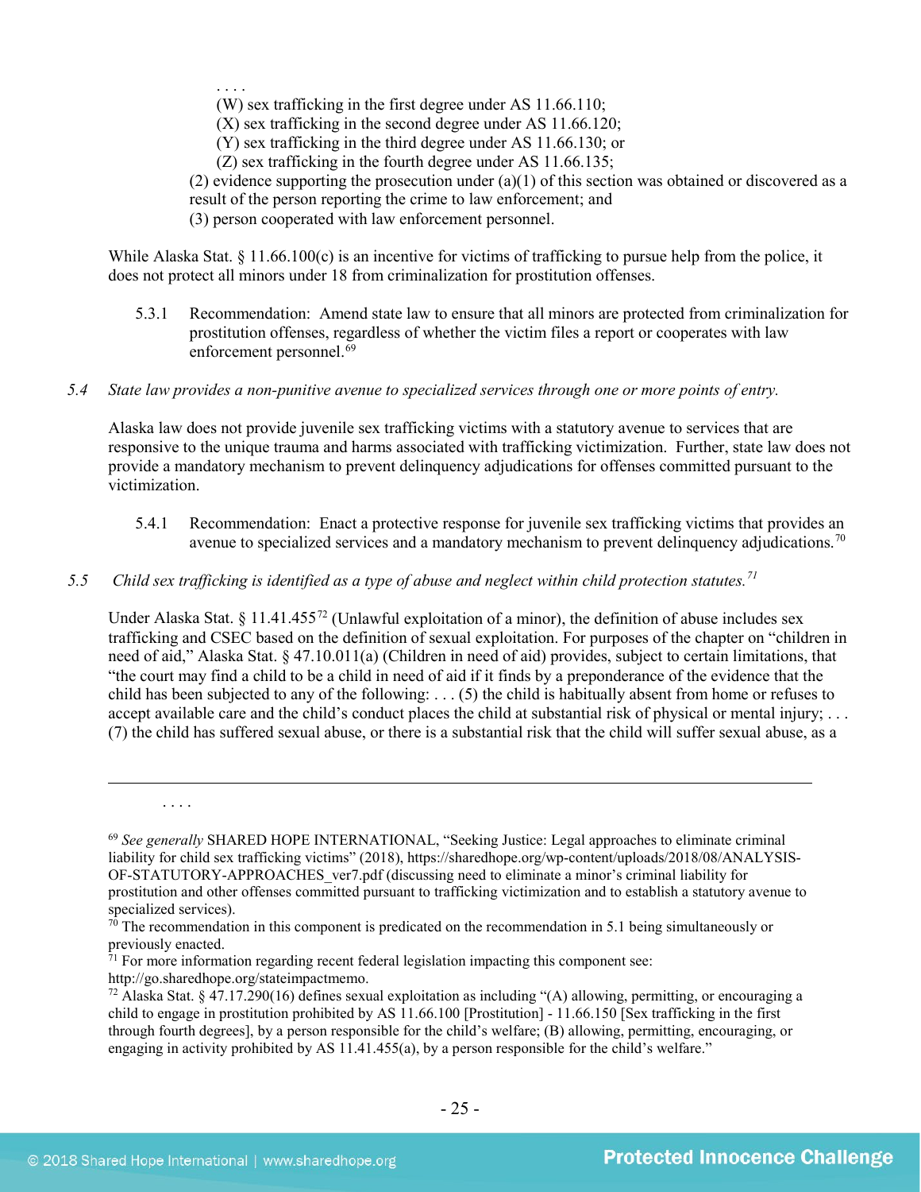. . . .

(W) sex trafficking in the first degree under AS 11.66.110;
(X) sex trafficking in the second degree under AS 11.66.120;
(Y) sex trafficking in the third degree under AS 11.66.130; or
(Z) sex trafficking in the fourth degree under AS 11.66.135;

(2) evidence supporting the prosecution under (a)(1) of this section was obtained or discovered as a result of the person reporting the crime to law enforcement; and
(3) person cooperated with law enforcement personnel.

While Alaska Stat. § 11.66.100(c) is an incentive for victims of trafficking to pursue help from the police, it does not protect all minors under 18 from criminalization for prostitution offenses.

5.3.1 Recommendation: Amend state law to ensure that all minors are protected from criminalization for prostitution offenses, regardless of whether the victim files a report or cooperates with law enforcement personnel.[69]

*5.4 State law provides a non-punitive avenue to specialized services through one or more points of entry.*

Alaska law does not provide juvenile sex trafficking victims with a statutory avenue to services that are responsive to the unique trauma and harms associated with trafficking victimization. Further, state law does not provide a mandatory mechanism to prevent delinquency adjudications for offenses committed pursuant to the victimization.

5.4.1 Recommendation: Enact a protective response for juvenile sex trafficking victims that provides an avenue to specialized services and a mandatory mechanism to prevent delinquency adjudications.[70]

*5.5 Child sex trafficking is identified as a type of abuse and neglect within child protection statutes.[71]*

Under Alaska Stat. § 11.41.455[72] (Unlawful exploitation of a minor), the definition of abuse includes sex trafficking and CSEC based on the definition of sexual exploitation. For purposes of the chapter on "children in need of aid," Alaska Stat. § 47.10.011(a) (Children in need of aid) provides, subject to certain limitations, that "the court may find a child to be a child in need of aid if it finds by a preponderance of the evidence that the child has been subjected to any of the following: . . . (5) the child is habitually absent from home or refuses to accept available care and the child's conduct places the child at substantial risk of physical or mental injury; . . . (7) the child has suffered sexual abuse, or there is a substantial risk that the child will suffer sexual abuse, as a

---

. . . .

[69] *See generally* SHARED HOPE INTERNATIONAL, "Seeking Justice: Legal approaches to eliminate criminal liability for child sex trafficking victims" (2018), https://sharedhope.org/wp-content/uploads/2018/08/ANALYSIS-OF-STATUTORY-APPROACHES_ver7.pdf (discussing need to eliminate a minor's criminal liability for prostitution and other offenses committed pursuant to trafficking victimization and to establish a statutory avenue to specialized services).

[70] The recommendation in this component is predicated on the recommendation in 5.1 being simultaneously or previously enacted.

[71] For more information regarding recent federal legislation impacting this component see: http://go.sharedhope.org/stateimpactmemo.

[72] Alaska Stat. § 47.17.290(16) defines sexual exploitation as including "(A) allowing, permitting, or encouraging a child to engage in prostitution prohibited by AS 11.66.100 [Prostitution] - 11.66.150 [Sex trafficking in the first through fourth degrees], by a person responsible for the child's welfare; (B) allowing, permitting, encouraging, or engaging in activity prohibited by AS 11.41.455(a), by a person responsible for the child's welfare."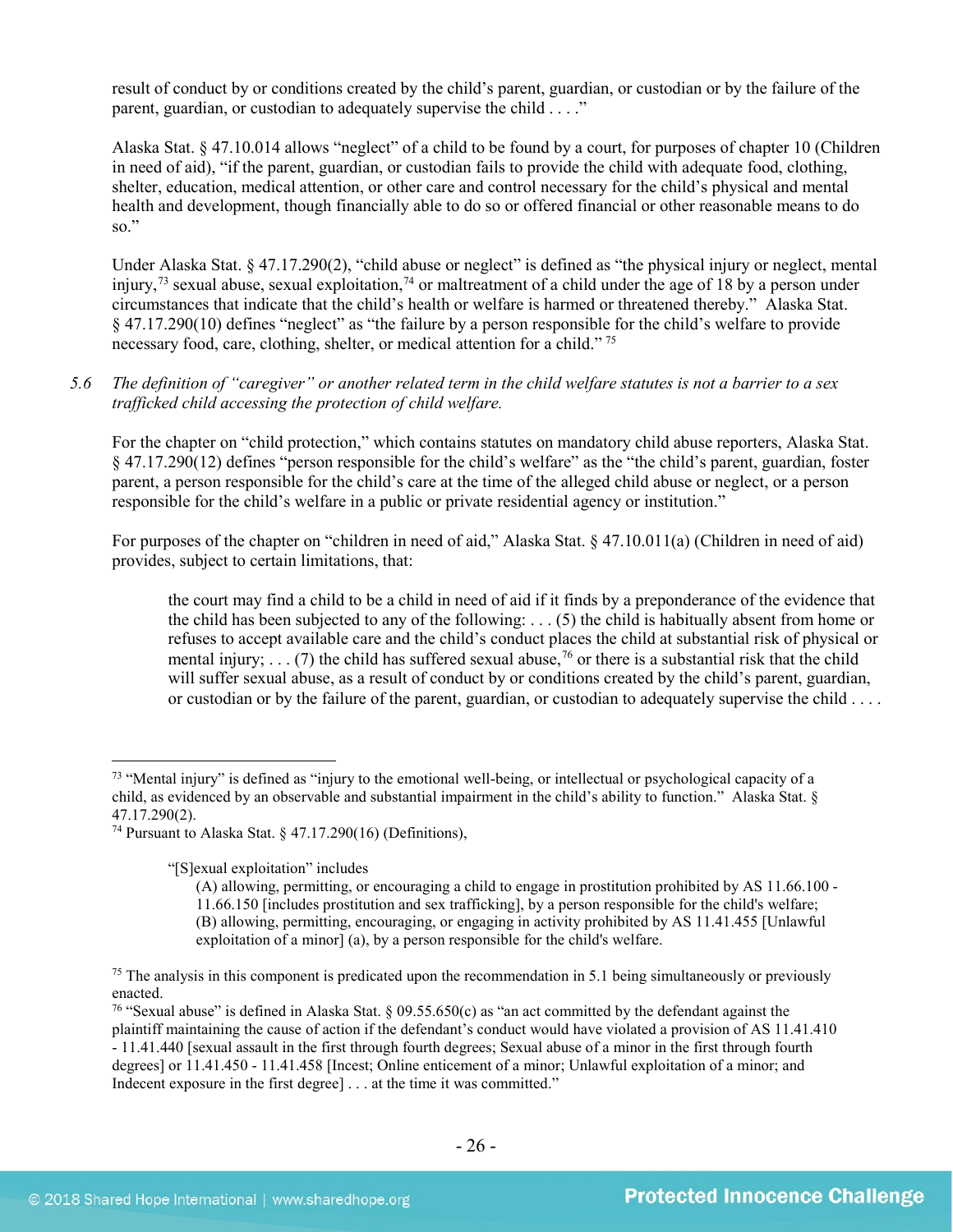result of conduct by or conditions created by the child's parent, guardian, or custodian or by the failure of the parent, guardian, or custodian to adequately supervise the child . . . ."

Alaska Stat. § 47.10.014 allows "neglect" of a child to be found by a court, for purposes of chapter 10 (Children in need of aid), "if the parent, guardian, or custodian fails to provide the child with adequate food, clothing, shelter, education, medical attention, or other care and control necessary for the child's physical and mental health and development, though financially able to do so or offered financial or other reasonable means to do so."

Under Alaska Stat. § 47.17.290(2), "child abuse or neglect" is defined as "the physical injury or neglect, mental injury,[73] sexual abuse, sexual exploitation,[74] or maltreatment of a child under the age of 18 by a person under circumstances that indicate that the child's health or welfare is harmed or threatened thereby." Alaska Stat. § 47.17.290(10) defines "neglect" as "the failure by a person responsible for the child's welfare to provide necessary food, care, clothing, shelter, or medical attention for a child." [75]

*5.6 The definition of "caregiver" or another related term in the child welfare statutes is not a barrier to a sex trafficked child accessing the protection of child welfare.*

For the chapter on "child protection," which contains statutes on mandatory child abuse reporters, Alaska Stat. § 47.17.290(12) defines "person responsible for the child's welfare" as the "the child's parent, guardian, foster parent, a person responsible for the child's care at the time of the alleged child abuse or neglect, or a person responsible for the child's welfare in a public or private residential agency or institution."

For purposes of the chapter on "children in need of aid," Alaska Stat. § 47.10.011(a) (Children in need of aid) provides, subject to certain limitations, that:

> the court may find a child to be a child in need of aid if it finds by a preponderance of the evidence that the child has been subjected to any of the following: . . . (5) the child is habitually absent from home or refuses to accept available care and the child's conduct places the child at substantial risk of physical or mental injury; . . . (7) the child has suffered sexual abuse,[76] or there is a substantial risk that the child will suffer sexual abuse, as a result of conduct by or conditions created by the child's parent, guardian, or custodian or by the failure of the parent, guardian, or custodian to adequately supervise the child . . . .

---

[73] "Mental injury" is defined as "injury to the emotional well-being, or intellectual or psychological capacity of a child, as evidenced by an observable and substantial impairment in the child's ability to function." Alaska Stat. § 47.17.290(2).

[74] Pursuant to Alaska Stat. § 47.17.290(16) (Definitions),

> "[S]exual exploitation" includes
> (A) allowing, permitting, or encouraging a child to engage in prostitution prohibited by AS 11.66.100 - 11.66.150 [includes prostitution and sex trafficking], by a person responsible for the child's welfare;
> (B) allowing, permitting, encouraging, or engaging in activity prohibited by AS 11.41.455 [Unlawful exploitation of a minor] (a), by a person responsible for the child's welfare.

[75] The analysis in this component is predicated upon the recommendation in 5.1 being simultaneously or previously enacted.

[76] "Sexual abuse" is defined in Alaska Stat. § 09.55.650(c) as "an act committed by the defendant against the plaintiff maintaining the cause of action if the defendant's conduct would have violated a provision of AS 11.41.410 - 11.41.440 [sexual assault in the first through fourth degrees; Sexual abuse of a minor in the first through fourth degrees] or 11.41.450 - 11.41.458 [Incest; Online enticement of a minor; Unlawful exploitation of a minor; and Indecent exposure in the first degree] . . . at the time it was committed."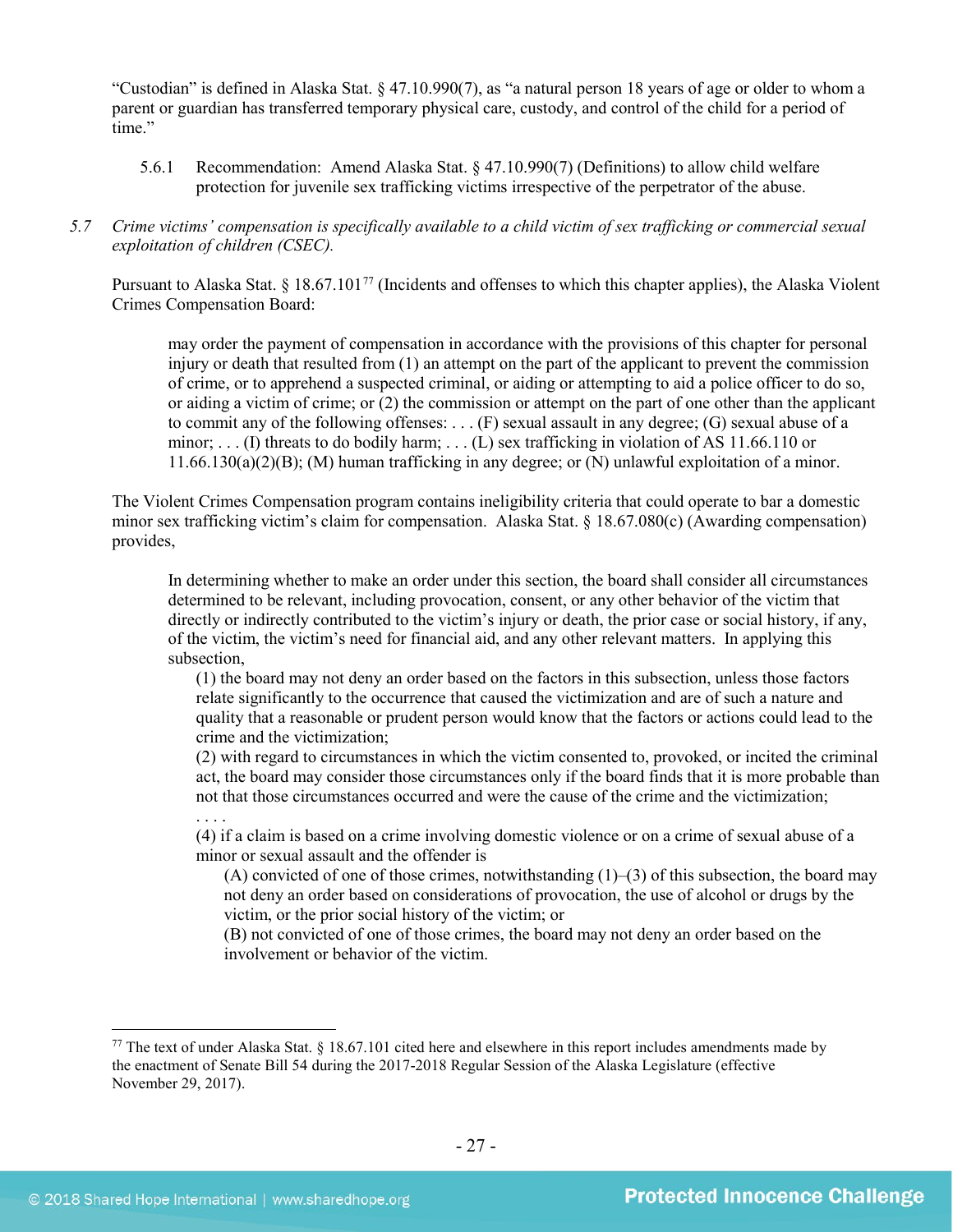"Custodian" is defined in Alaska Stat. § 47.10.990(7), as "a natural person 18 years of age or older to whom a parent or guardian has transferred temporary physical care, custody, and control of the child for a period of time."

5.6.1 Recommendation: Amend Alaska Stat. § 47.10.990(7) (Definitions) to allow child welfare protection for juvenile sex trafficking victims irrespective of the perpetrator of the abuse.

*5.7 Crime victims' compensation is specifically available to a child victim of sex trafficking or commercial sexual exploitation of children (CSEC).*

Pursuant to Alaska Stat. § 18.67.101[77] (Incidents and offenses to which this chapter applies), the Alaska Violent Crimes Compensation Board:

> may order the payment of compensation in accordance with the provisions of this chapter for personal injury or death that resulted from (1) an attempt on the part of the applicant to prevent the commission of crime, or to apprehend a suspected criminal, or aiding or attempting to aid a police officer to do so, or aiding a victim of crime; or (2) the commission or attempt on the part of one other than the applicant to commit any of the following offenses: . . . (F) sexual assault in any degree; (G) sexual abuse of a minor; . . . (I) threats to do bodily harm; . . . (L) sex trafficking in violation of AS 11.66.110 or 11.66.130(a)(2)(B); (M) human trafficking in any degree; or (N) unlawful exploitation of a minor.

The Violent Crimes Compensation program contains ineligibility criteria that could operate to bar a domestic minor sex trafficking victim's claim for compensation. Alaska Stat. § 18.67.080(c) (Awarding compensation) provides,

> In determining whether to make an order under this section, the board shall consider all circumstances determined to be relevant, including provocation, consent, or any other behavior of the victim that directly or indirectly contributed to the victim's injury or death, the prior case or social history, if any, of the victim, the victim's need for financial aid, and any other relevant matters. In applying this subsection,
>
> (1) the board may not deny an order based on the factors in this subsection, unless those factors relate significantly to the occurrence that caused the victimization and are of such a nature and quality that a reasonable or prudent person would know that the factors or actions could lead to the crime and the victimization;
>
> (2) with regard to circumstances in which the victim consented to, provoked, or incited the criminal act, the board may consider those circumstances only if the board finds that it is more probable than not that those circumstances occurred and were the cause of the crime and the victimization;
>
> . . . .
>
> (4) if a claim is based on a crime involving domestic violence or on a crime of sexual abuse of a minor or sexual assault and the offender is
>
> (A) convicted of one of those crimes, notwithstanding (1)–(3) of this subsection, the board may not deny an order based on considerations of provocation, the use of alcohol or drugs by the victim, or the prior social history of the victim; or
>
> (B) not convicted of one of those crimes, the board may not deny an order based on the involvement or behavior of the victim.

---

[77] The text of under Alaska Stat. § 18.67.101 cited here and elsewhere in this report includes amendments made by the enactment of Senate Bill 54 during the 2017-2018 Regular Session of the Alaska Legislature (effective November 29, 2017).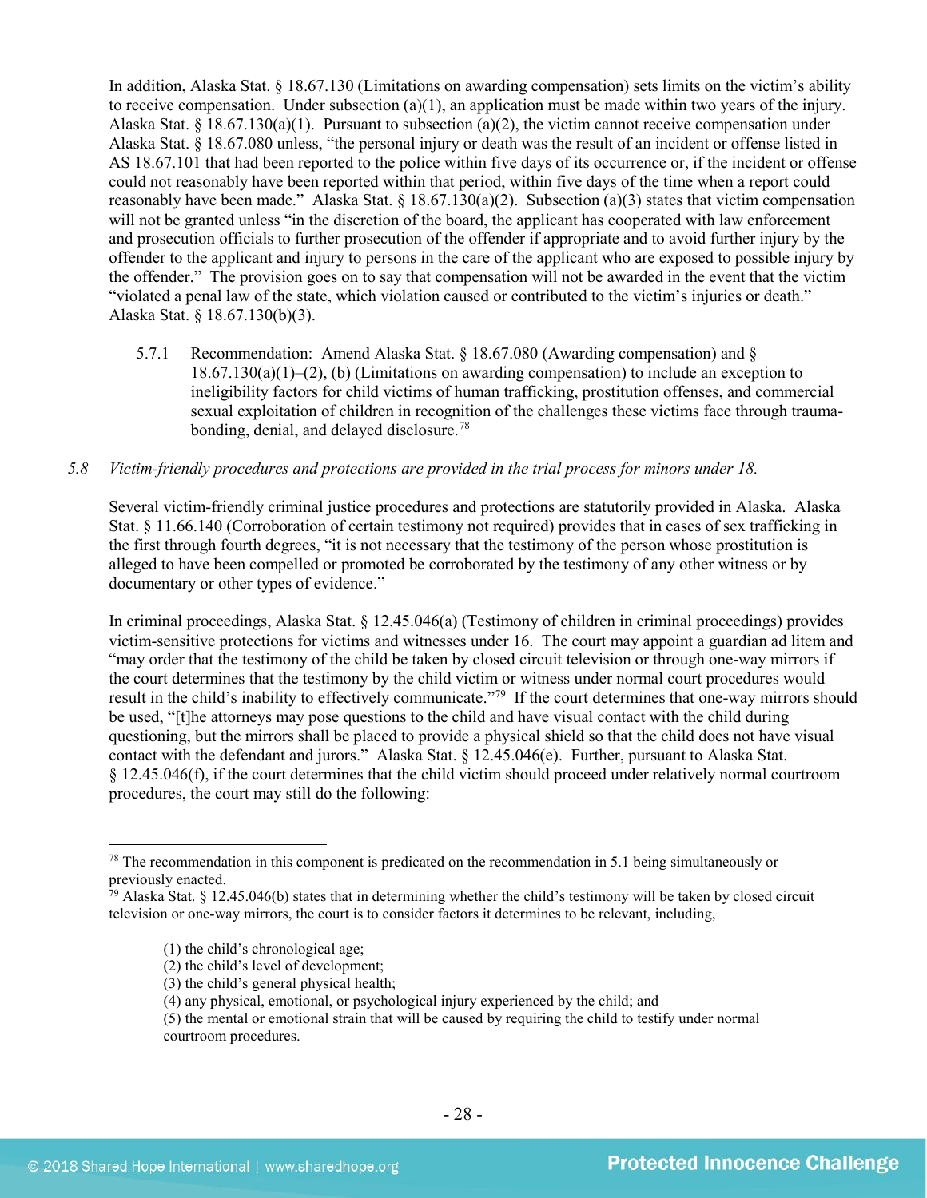In addition, Alaska Stat. § 18.67.130 (Limitations on awarding compensation) sets limits on the victim's ability to receive compensation. Under subsection (a)(1), an application must be made within two years of the injury. Alaska Stat. § 18.67.130(a)(1). Pursuant to subsection (a)(2), the victim cannot receive compensation under Alaska Stat. § 18.67.080 unless, "the personal injury or death was the result of an incident or offense listed in AS 18.67.101 that had been reported to the police within five days of its occurrence or, if the incident or offense could not reasonably have been reported within that period, within five days of the time when a report could reasonably have been made." Alaska Stat. § 18.67.130(a)(2). Subsection (a)(3) states that victim compensation will not be granted unless "in the discretion of the board, the applicant has cooperated with law enforcement and prosecution officials to further prosecution of the offender if appropriate and to avoid further injury by the offender to the applicant and injury to persons in the care of the applicant who are exposed to possible injury by the offender." The provision goes on to say that compensation will not be awarded in the event that the victim "violated a penal law of the state, which violation caused or contributed to the victim's injuries or death." Alaska Stat. § 18.67.130(b)(3).

5.7.1 Recommendation: Amend Alaska Stat. § 18.67.080 (Awarding compensation) and § 18.67.130(a)(1)–(2), (b) (Limitations on awarding compensation) to include an exception to ineligibility factors for child victims of human trafficking, prostitution offenses, and commercial sexual exploitation of children in recognition of the challenges these victims face through trauma-bonding, denial, and delayed disclosure.[78]

*5.8 Victim-friendly procedures and protections are provided in the trial process for minors under 18.*

Several victim-friendly criminal justice procedures and protections are statutorily provided in Alaska. Alaska Stat. § 11.66.140 (Corroboration of certain testimony not required) provides that in cases of sex trafficking in the first through fourth degrees, "it is not necessary that the testimony of the person whose prostitution is alleged to have been compelled or promoted be corroborated by the testimony of any other witness or by documentary or other types of evidence."

In criminal proceedings, Alaska Stat. § 12.45.046(a) (Testimony of children in criminal proceedings) provides victim-sensitive protections for victims and witnesses under 16. The court may appoint a guardian ad litem and "may order that the testimony of the child be taken by closed circuit television or through one-way mirrors if the court determines that the testimony by the child victim or witness under normal court procedures would result in the child's inability to effectively communicate."[79] If the court determines that one-way mirrors should be used, "[t]he attorneys may pose questions to the child and have visual contact with the child during questioning, but the mirrors shall be placed to provide a physical shield so that the child does not have visual contact with the defendant and jurors." Alaska Stat. § 12.45.046(e). Further, pursuant to Alaska Stat. § 12.45.046(f), if the court determines that the child victim should proceed under relatively normal courtroom procedures, the court may still do the following:

---

[78] The recommendation in this component is predicated on the recommendation in 5.1 being simultaneously or previously enacted.

[79] Alaska Stat. § 12.45.046(b) states that in determining whether the child's testimony will be taken by closed circuit television or one-way mirrors, the court is to consider factors it determines to be relevant, including,

> (1) the child's chronological age;
> (2) the child's level of development;
> (3) the child's general physical health;
> (4) any physical, emotional, or psychological injury experienced by the child; and
> (5) the mental or emotional strain that will be caused by requiring the child to testify under normal courtroom procedures.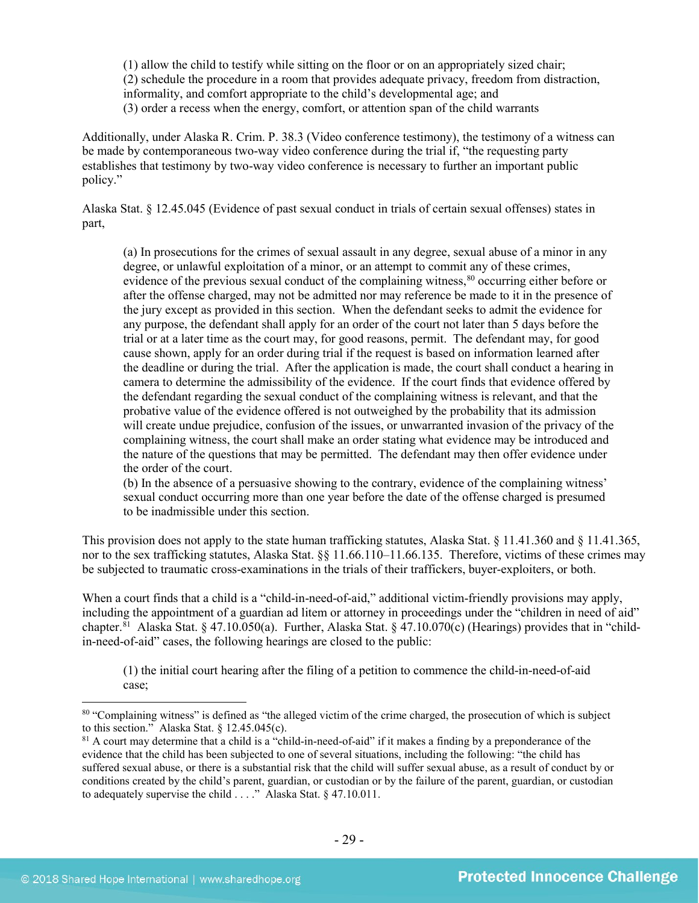> (1) allow the child to testify while sitting on the floor or on an appropriately sized chair;
> (2) schedule the procedure in a room that provides adequate privacy, freedom from distraction, informality, and comfort appropriate to the child's developmental age; and
> (3) order a recess when the energy, comfort, or attention span of the child warrants

Additionally, under Alaska R. Crim. P. 38.3 (Video conference testimony), the testimony of a witness can be made by contemporaneous two-way video conference during the trial if, "the requesting party establishes that testimony by two-way video conference is necessary to further an important public policy."

Alaska Stat. § 12.45.045 (Evidence of past sexual conduct in trials of certain sexual offenses) states in part,

> (a) In prosecutions for the crimes of sexual assault in any degree, sexual abuse of a minor in any degree, or unlawful exploitation of a minor, or an attempt to commit any of these crimes, evidence of the previous sexual conduct of the complaining witness,[80] occurring either before or after the offense charged, may not be admitted nor may reference be made to it in the presence of the jury except as provided in this section. When the defendant seeks to admit the evidence for any purpose, the defendant shall apply for an order of the court not later than 5 days before the trial or at a later time as the court may, for good reasons, permit. The defendant may, for good cause shown, apply for an order during trial if the request is based on information learned after the deadline or during the trial. After the application is made, the court shall conduct a hearing in camera to determine the admissibility of the evidence. If the court finds that evidence offered by the defendant regarding the sexual conduct of the complaining witness is relevant, and that the probative value of the evidence offered is not outweighed by the probability that its admission will create undue prejudice, confusion of the issues, or unwarranted invasion of the privacy of the complaining witness, the court shall make an order stating what evidence may be introduced and the nature of the questions that may be permitted. The defendant may then offer evidence under the order of the court.
> (b) In the absence of a persuasive showing to the contrary, evidence of the complaining witness' sexual conduct occurring more than one year before the date of the offense charged is presumed to be inadmissible under this section.

This provision does not apply to the state human trafficking statutes, Alaska Stat. § 11.41.360 and § 11.41.365, nor to the sex trafficking statutes, Alaska Stat. §§ 11.66.110–11.66.135. Therefore, victims of these crimes may be subjected to traumatic cross-examinations in the trials of their traffickers, buyer-exploiters, or both.

When a court finds that a child is a "child-in-need-of-aid," additional victim-friendly provisions may apply, including the appointment of a guardian ad litem or attorney in proceedings under the "children in need of aid" chapter.[81] Alaska Stat. § 47.10.050(a). Further, Alaska Stat. § 47.10.070(c) (Hearings) provides that in "child-in-need-of-aid" cases, the following hearings are closed to the public:

> (1) the initial court hearing after the filing of a petition to commence the child-in-need-of-aid case;

---

[80] "Complaining witness" is defined as "the alleged victim of the crime charged, the prosecution of which is subject to this section." Alaska Stat. § 12.45.045(c).

[81] A court may determine that a child is a "child-in-need-of-aid" if it makes a finding by a preponderance of the evidence that the child has been subjected to one of several situations, including the following: "the child has suffered sexual abuse, or there is a substantial risk that the child will suffer sexual abuse, as a result of conduct by or conditions created by the child's parent, guardian, or custodian or by the failure of the parent, guardian, or custodian to adequately supervise the child . . . ." Alaska Stat. § 47.10.011.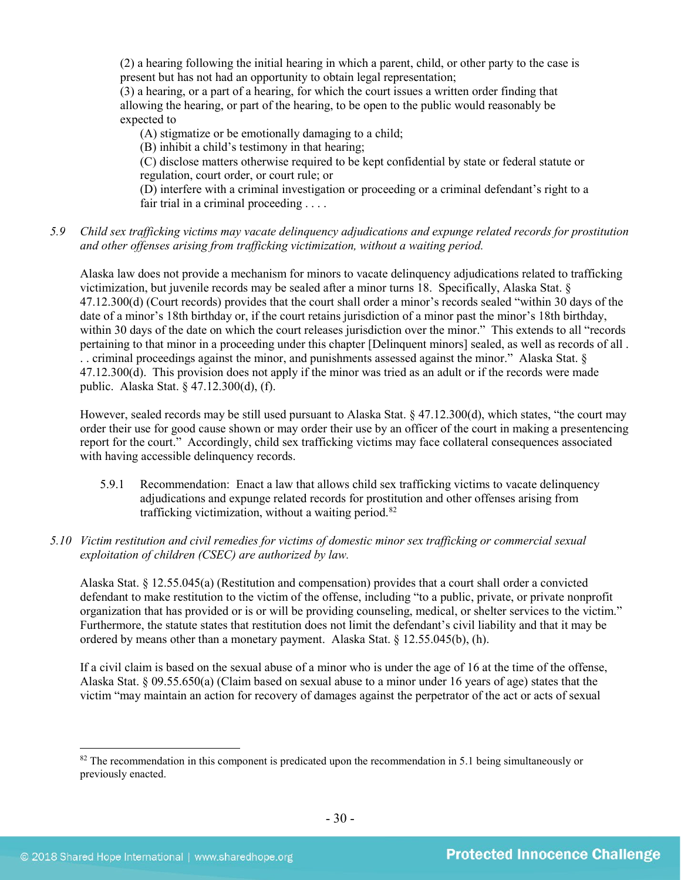(2) a hearing following the initial hearing in which a parent, child, or other party to the case is present but has not had an opportunity to obtain legal representation;
(3) a hearing, or a part of a hearing, for which the court issues a written order finding that allowing the hearing, or part of the hearing, to be open to the public would reasonably be expected to

(A) stigmatize or be emotionally damaging to a child;
(B) inhibit a child's testimony in that hearing;
(C) disclose matters otherwise required to be kept confidential by state or federal statute or regulation, court order, or court rule; or
(D) interfere with a criminal investigation or proceeding or a criminal defendant's right to a fair trial in a criminal proceeding . . . .

*5.9 Child sex trafficking victims may vacate delinquency adjudications and expunge related records for prostitution and other offenses arising from trafficking victimization, without a waiting period.*

Alaska law does not provide a mechanism for minors to vacate delinquency adjudications related to trafficking victimization, but juvenile records may be sealed after a minor turns 18. Specifically, Alaska Stat. § 47.12.300(d) (Court records) provides that the court shall order a minor's records sealed "within 30 days of the date of a minor's 18th birthday or, if the court retains jurisdiction of a minor past the minor's 18th birthday, within 30 days of the date on which the court releases jurisdiction over the minor." This extends to all "records pertaining to that minor in a proceeding under this chapter [Delinquent minors] sealed, as well as records of all . . . criminal proceedings against the minor, and punishments assessed against the minor." Alaska Stat. § 47.12.300(d). This provision does not apply if the minor was tried as an adult or if the records were made public. Alaska Stat. § 47.12.300(d), (f).

However, sealed records may be still used pursuant to Alaska Stat. § 47.12.300(d), which states, "the court may order their use for good cause shown or may order their use by an officer of the court in making a presentencing report for the court." Accordingly, child sex trafficking victims may face collateral consequences associated with having accessible delinquency records.

5.9.1 Recommendation: Enact a law that allows child sex trafficking victims to vacate delinquency adjudications and expunge related records for prostitution and other offenses arising from trafficking victimization, without a waiting period.[82]

*5.10 Victim restitution and civil remedies for victims of domestic minor sex trafficking or commercial sexual exploitation of children (CSEC) are authorized by law.*

Alaska Stat. § 12.55.045(a) (Restitution and compensation) provides that a court shall order a convicted defendant to make restitution to the victim of the offense, including "to a public, private, or private nonprofit organization that has provided or is or will be providing counseling, medical, or shelter services to the victim." Furthermore, the statute states that restitution does not limit the defendant's civil liability and that it may be ordered by means other than a monetary payment. Alaska Stat. § 12.55.045(b), (h).

If a civil claim is based on the sexual abuse of a minor who is under the age of 16 at the time of the offense, Alaska Stat. § 09.55.650(a) (Claim based on sexual abuse to a minor under 16 years of age) states that the victim "may maintain an action for recovery of damages against the perpetrator of the act or acts of sexual

[82] The recommendation in this component is predicated upon the recommendation in 5.1 being simultaneously or previously enacted.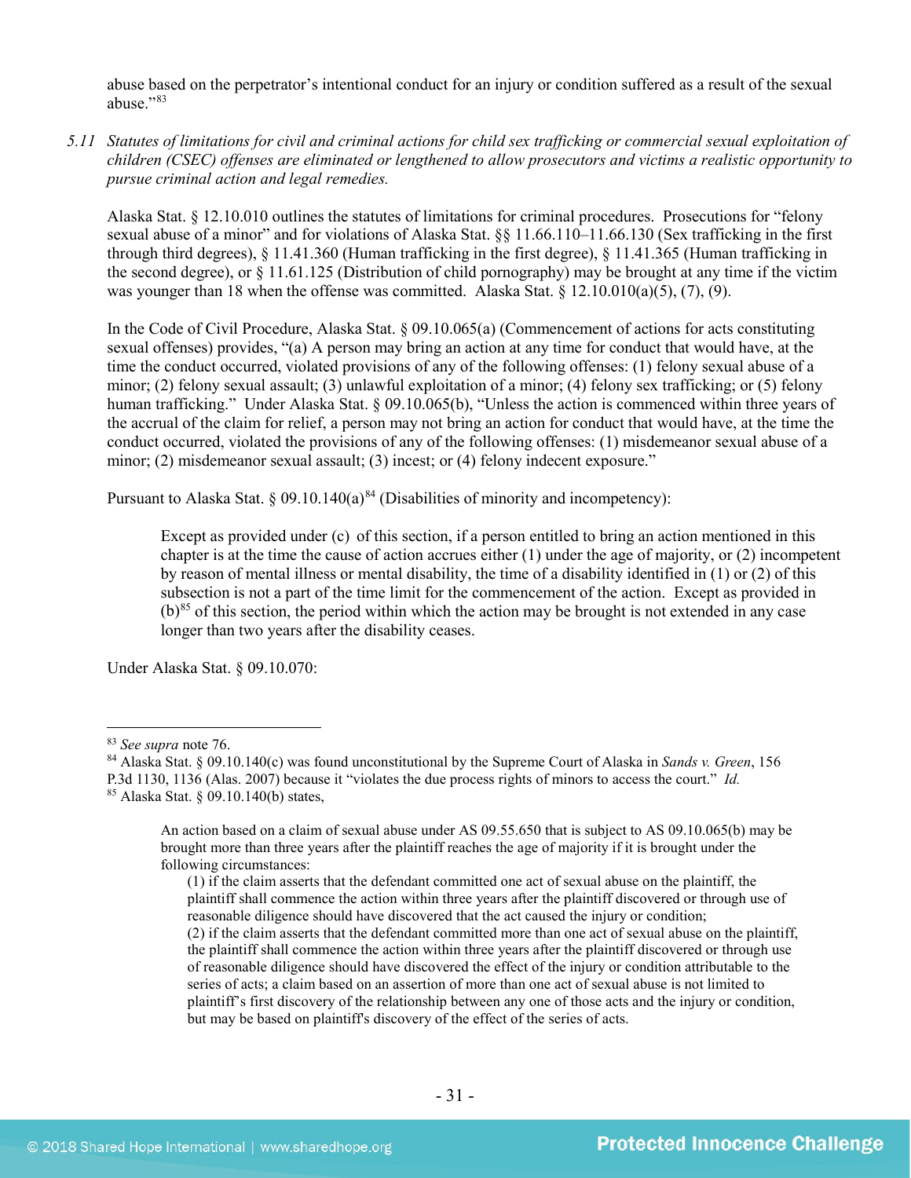abuse based on the perpetrator's intentional conduct for an injury or condition suffered as a result of the sexual abuse."[83]

5.11 *Statutes of limitations for civil and criminal actions for child sex trafficking or commercial sexual exploitation of children (CSEC) offenses are eliminated or lengthened to allow prosecutors and victims a realistic opportunity to pursue criminal action and legal remedies.*

Alaska Stat. § 12.10.010 outlines the statutes of limitations for criminal procedures. Prosecutions for "felony sexual abuse of a minor" and for violations of Alaska Stat. §§ 11.66.110–11.66.130 (Sex trafficking in the first through third degrees), § 11.41.360 (Human trafficking in the first degree), § 11.41.365 (Human trafficking in the second degree), or § 11.61.125 (Distribution of child pornography) may be brought at any time if the victim was younger than 18 when the offense was committed. Alaska Stat. § 12.10.010(a)(5), (7), (9).

In the Code of Civil Procedure, Alaska Stat. § 09.10.065(a) (Commencement of actions for acts constituting sexual offenses) provides, "(a) A person may bring an action at any time for conduct that would have, at the time the conduct occurred, violated provisions of any of the following offenses: (1) felony sexual abuse of a minor; (2) felony sexual assault; (3) unlawful exploitation of a minor; (4) felony sex trafficking; or (5) felony human trafficking." Under Alaska Stat. § 09.10.065(b), "Unless the action is commenced within three years of the accrual of the claim for relief, a person may not bring an action for conduct that would have, at the time the conduct occurred, violated the provisions of any of the following offenses: (1) misdemeanor sexual abuse of a minor; (2) misdemeanor sexual assault; (3) incest; or (4) felony indecent exposure."

Pursuant to Alaska Stat. § 09.10.140(a)[84] (Disabilities of minority and incompetency):

> Except as provided under (c) of this section, if a person entitled to bring an action mentioned in this chapter is at the time the cause of action accrues either (1) under the age of majority, or (2) incompetent by reason of mental illness or mental disability, the time of a disability identified in (1) or (2) of this subsection is not a part of the time limit for the commencement of the action. Except as provided in (b)[85] of this section, the period within which the action may be brought is not extended in any case longer than two years after the disability ceases.

Under Alaska Stat. § 09.10.070:

---

[83] *See supra* note 76.

[84] Alaska Stat. § 09.10.140(c) was found unconstitutional by the Supreme Court of Alaska in *Sands v. Green*, 156 P.3d 1130, 1136 (Alas. 2007) because it "violates the due process rights of minors to access the court." *Id.*

[85] Alaska Stat. § 09.10.140(b) states,

> An action based on a claim of sexual abuse under AS 09.55.650 that is subject to AS 09.10.065(b) may be brought more than three years after the plaintiff reaches the age of majority if it is brought under the following circumstances:
>
> (1) if the claim asserts that the defendant committed one act of sexual abuse on the plaintiff, the plaintiff shall commence the action within three years after the plaintiff discovered or through use of reasonable diligence should have discovered that the act caused the injury or condition;
>
> (2) if the claim asserts that the defendant committed more than one act of sexual abuse on the plaintiff, the plaintiff shall commence the action within three years after the plaintiff discovered or through use of reasonable diligence should have discovered the effect of the injury or condition attributable to the series of acts; a claim based on an assertion of more than one act of sexual abuse is not limited to plaintiff's first discovery of the relationship between any one of those acts and the injury or condition, but may be based on plaintiff's discovery of the effect of the series of acts.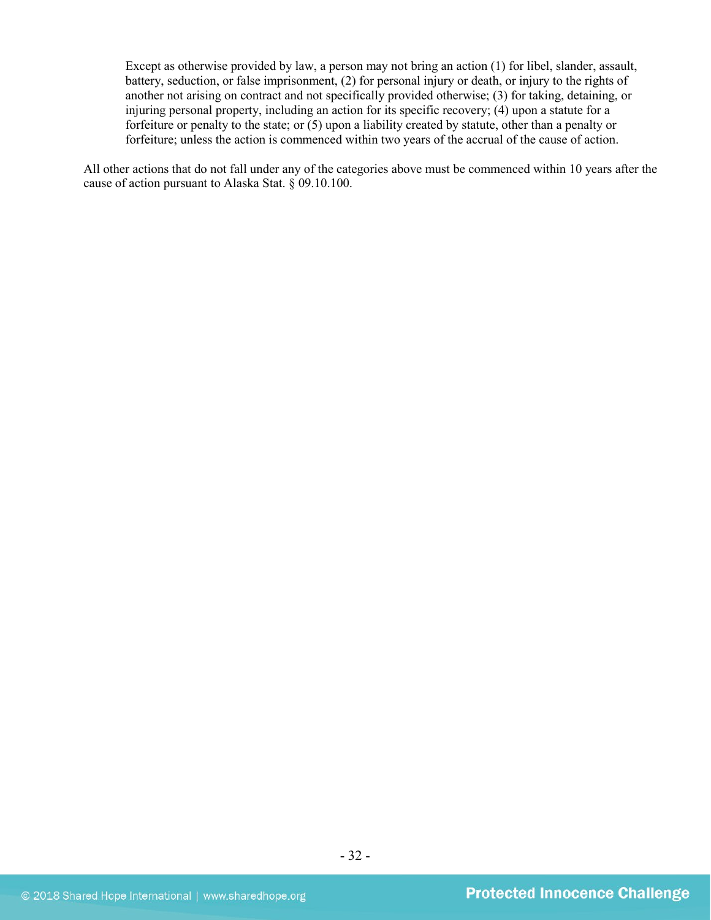> Except as otherwise provided by law, a person may not bring an action (1) for libel, slander, assault, battery, seduction, or false imprisonment, (2) for personal injury or death, or injury to the rights of another not arising on contract and not specifically provided otherwise; (3) for taking, detaining, or injuring personal property, including an action for its specific recovery; (4) upon a statute for a forfeiture or penalty to the state; or (5) upon a liability created by statute, other than a penalty or forfeiture; unless the action is commenced within two years of the accrual of the cause of action.

All other actions that do not fall under any of the categories above must be commenced within 10 years after the cause of action pursuant to Alaska Stat. § 09.10.100.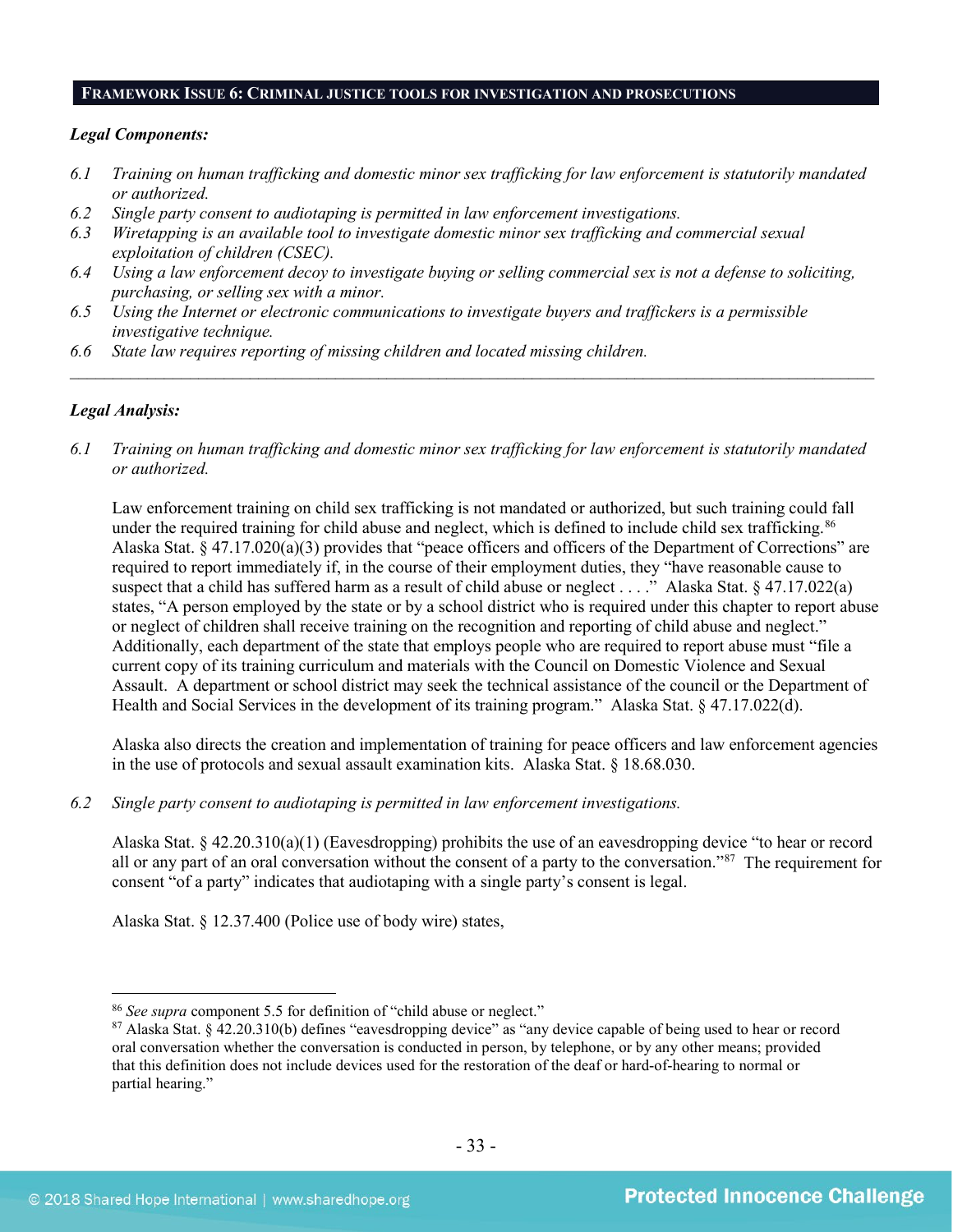## FRAMEWORK ISSUE 6: CRIMINAL JUSTICE TOOLS FOR INVESTIGATION AND PROSECUTIONS

***Legal Components:***

*6.1 Training on human trafficking and domestic minor sex trafficking for law enforcement is statutorily mandated or authorized.*

*6.2 Single party consent to audiotaping is permitted in law enforcement investigations.*

*6.3 Wiretapping is an available tool to investigate domestic minor sex trafficking and commercial sexual exploitation of children (CSEC).*

*6.4 Using a law enforcement decoy to investigate buying or selling commercial sex is not a defense to soliciting, purchasing, or selling sex with a minor.*

*6.5 Using the Internet or electronic communications to investigate buyers and traffickers is a permissible investigative technique.*

*6.6 State law requires reporting of missing children and located missing children.*

---

***Legal Analysis:***

*6.1 Training on human trafficking and domestic minor sex trafficking for law enforcement is statutorily mandated or authorized.*

Law enforcement training on child sex trafficking is not mandated or authorized, but such training could fall under the required training for child abuse and neglect, which is defined to include child sex trafficking.[86] Alaska Stat. § 47.17.020(a)(3) provides that "peace officers and officers of the Department of Corrections" are required to report immediately if, in the course of their employment duties, they "have reasonable cause to suspect that a child has suffered harm as a result of child abuse or neglect . . . ." Alaska Stat. § 47.17.022(a) states, "A person employed by the state or by a school district who is required under this chapter to report abuse or neglect of children shall receive training on the recognition and reporting of child abuse and neglect." Additionally, each department of the state that employs people who are required to report abuse must "file a current copy of its training curriculum and materials with the Council on Domestic Violence and Sexual Assault. A department or school district may seek the technical assistance of the council or the Department of Health and Social Services in the development of its training program." Alaska Stat. § 47.17.022(d).

Alaska also directs the creation and implementation of training for peace officers and law enforcement agencies in the use of protocols and sexual assault examination kits. Alaska Stat. § 18.68.030.

*6.2 Single party consent to audiotaping is permitted in law enforcement investigations.*

Alaska Stat. § 42.20.310(a)(1) (Eavesdropping) prohibits the use of an eavesdropping device "to hear or record all or any part of an oral conversation without the consent of a party to the conversation."[87] The requirement for consent "of a party" indicates that audiotaping with a single party's consent is legal.

Alaska Stat. § 12.37.400 (Police use of body wire) states,

---

[86] *See supra* component 5.5 for definition of "child abuse or neglect."

[87] Alaska Stat. § 42.20.310(b) defines "eavesdropping device" as "any device capable of being used to hear or record oral conversation whether the conversation is conducted in person, by telephone, or by any other means; provided that this definition does not include devices used for the restoration of the deaf or hard-of-hearing to normal or partial hearing."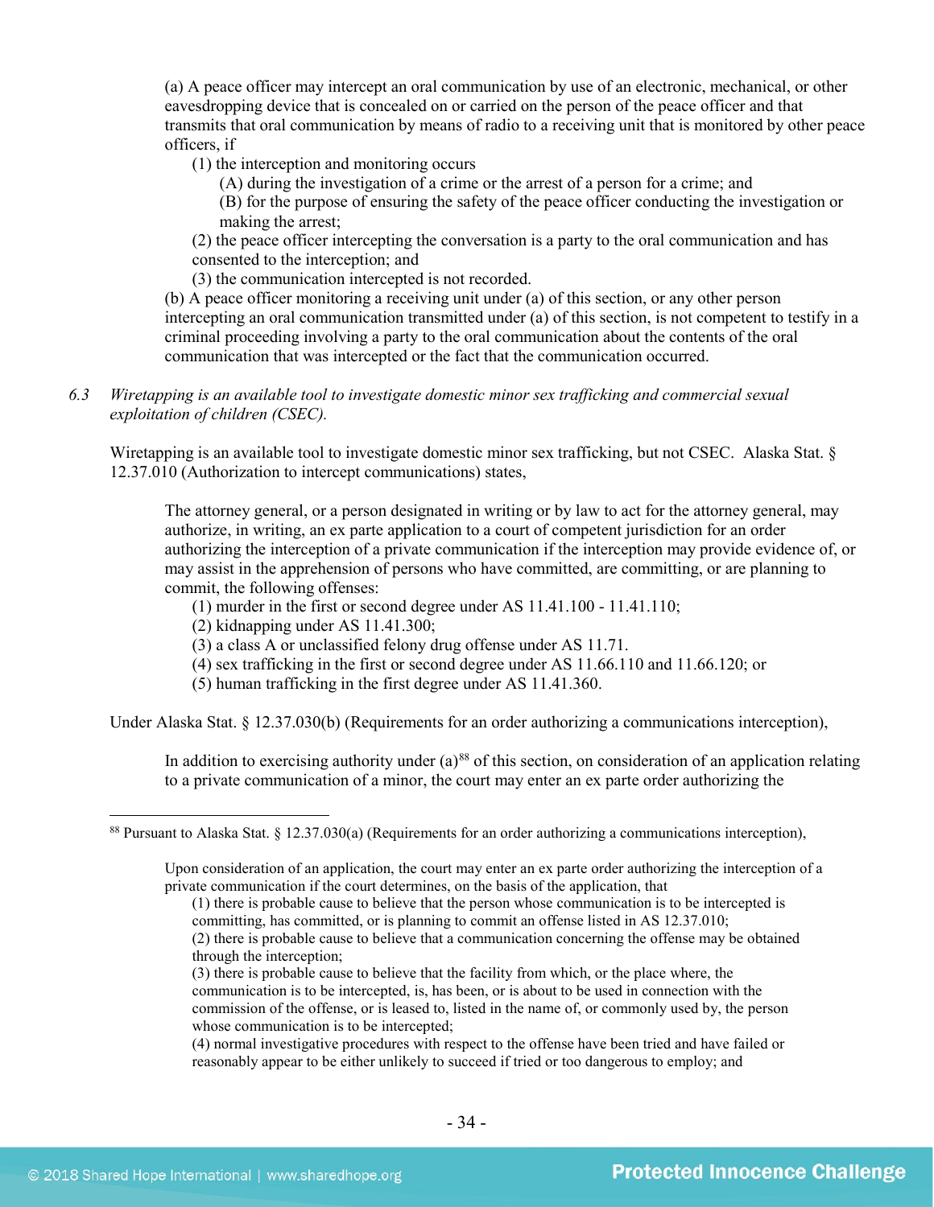> (a) A peace officer may intercept an oral communication by use of an electronic, mechanical, or other eavesdropping device that is concealed on or carried on the person of the peace officer and that transmits that oral communication by means of radio to a receiving unit that is monitored by other peace officers, if
>
> (1) the interception and monitoring occurs
>
> (A) during the investigation of a crime or the arrest of a person for a crime; and
>
> (B) for the purpose of ensuring the safety of the peace officer conducting the investigation or making the arrest;
>
> (2) the peace officer intercepting the conversation is a party to the oral communication and has consented to the interception; and
>
> (3) the communication intercepted is not recorded.
>
> (b) A peace officer monitoring a receiving unit under (a) of this section, or any other person intercepting an oral communication transmitted under (a) of this section, is not competent to testify in a criminal proceeding involving a party to the oral communication about the contents of the oral communication that was intercepted or the fact that the communication occurred.

*6.3 Wiretapping is an available tool to investigate domestic minor sex trafficking and commercial sexual exploitation of children (CSEC).*

Wiretapping is an available tool to investigate domestic minor sex trafficking, but not CSEC. Alaska Stat. § 12.37.010 (Authorization to intercept communications) states,

> The attorney general, or a person designated in writing or by law to act for the attorney general, may authorize, in writing, an ex parte application to a court of competent jurisdiction for an order authorizing the interception of a private communication if the interception may provide evidence of, or may assist in the apprehension of persons who have committed, are committing, or are planning to commit, the following offenses:
>
> (1) murder in the first or second degree under AS 11.41.100 - 11.41.110;
>
> (2) kidnapping under AS 11.41.300;
>
> (3) a class A or unclassified felony drug offense under AS 11.71.
>
> (4) sex trafficking in the first or second degree under AS 11.66.110 and 11.66.120; or
>
> (5) human trafficking in the first degree under AS 11.41.360.

Under Alaska Stat. § 12.37.030(b) (Requirements for an order authorizing a communications interception),

> In addition to exercising authority under (a)[88] of this section, on consideration of an application relating to a private communication of a minor, the court may enter an ex parte order authorizing the

---

[88] Pursuant to Alaska Stat. § 12.37.030(a) (Requirements for an order authorizing a communications interception),

> Upon consideration of an application, the court may enter an ex parte order authorizing the interception of a private communication if the court determines, on the basis of the application, that
>
> (1) there is probable cause to believe that the person whose communication is to be intercepted is committing, has committed, or is planning to commit an offense listed in AS 12.37.010;
>
> (2) there is probable cause to believe that a communication concerning the offense may be obtained through the interception;
>
> (3) there is probable cause to believe that the facility from which, or the place where, the communication is to be intercepted, is, has been, or is about to be used in connection with the commission of the offense, or is leased to, listed in the name of, or commonly used by, the person whose communication is to be intercepted;
>
> (4) normal investigative procedures with respect to the offense have been tried and have failed or reasonably appear to be either unlikely to succeed if tried or too dangerous to employ; and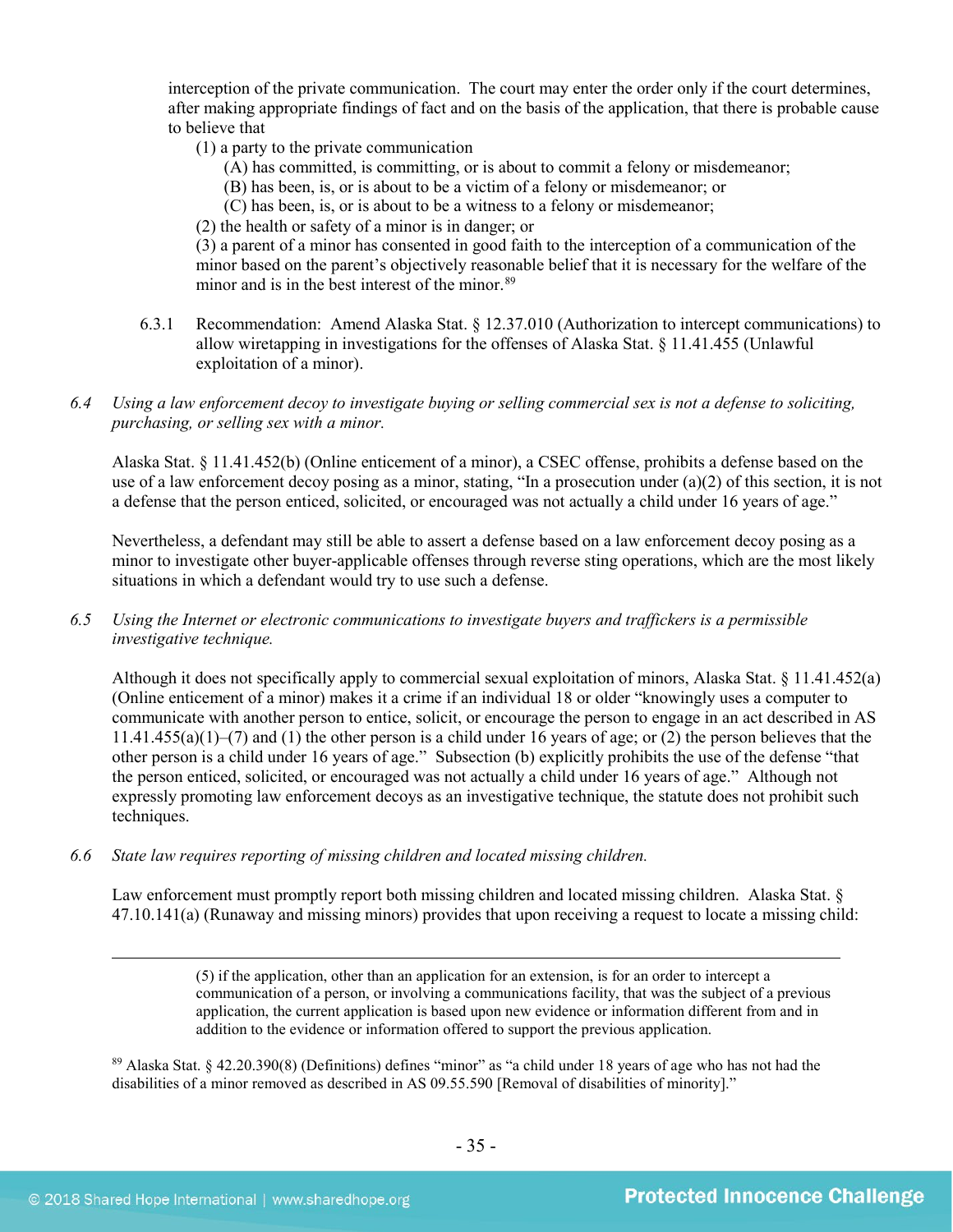interception of the private communication. The court may enter the order only if the court determines, after making appropriate findings of fact and on the basis of the application, that there is probable cause to believe that

(1) a party to the private communication
  (A) has committed, is committing, or is about to commit a felony or misdemeanor;
  (B) has been, is, or is about to be a victim of a felony or misdemeanor; or
  (C) has been, is, or is about to be a witness to a felony or misdemeanor;
(2) the health or safety of a minor is in danger; or
(3) a parent of a minor has consented in good faith to the interception of a communication of the minor based on the parent's objectively reasonable belief that it is necessary for the welfare of the minor and is in the best interest of the minor.[89]

6.3.1 Recommendation: Amend Alaska Stat. § 12.37.010 (Authorization to intercept communications) to allow wiretapping in investigations for the offenses of Alaska Stat. § 11.41.455 (Unlawful exploitation of a minor).

*6.4 Using a law enforcement decoy to investigate buying or selling commercial sex is not a defense to soliciting, purchasing, or selling sex with a minor.*

Alaska Stat. § 11.41.452(b) (Online enticement of a minor), a CSEC offense, prohibits a defense based on the use of a law enforcement decoy posing as a minor, stating, "In a prosecution under (a)(2) of this section, it is not a defense that the person enticed, solicited, or encouraged was not actually a child under 16 years of age."

Nevertheless, a defendant may still be able to assert a defense based on a law enforcement decoy posing as a minor to investigate other buyer-applicable offenses through reverse sting operations, which are the most likely situations in which a defendant would try to use such a defense.

*6.5 Using the Internet or electronic communications to investigate buyers and traffickers is a permissible investigative technique.*

Although it does not specifically apply to commercial sexual exploitation of minors, Alaska Stat. § 11.41.452(a) (Online enticement of a minor) makes it a crime if an individual 18 or older "knowingly uses a computer to communicate with another person to entice, solicit, or encourage the person to engage in an act described in AS 11.41.455(a)(1)–(7) and (1) the other person is a child under 16 years of age; or (2) the person believes that the other person is a child under 16 years of age." Subsection (b) explicitly prohibits the use of the defense "that the person enticed, solicited, or encouraged was not actually a child under 16 years of age." Although not expressly promoting law enforcement decoys as an investigative technique, the statute does not prohibit such techniques.

*6.6 State law requires reporting of missing children and located missing children.*

Law enforcement must promptly report both missing children and located missing children. Alaska Stat. § 47.10.141(a) (Runaway and missing minors) provides that upon receiving a request to locate a missing child:

---

(5) if the application, other than an application for an extension, is for an order to intercept a communication of a person, or involving a communications facility, that was the subject of a previous application, the current application is based upon new evidence or information different from and in addition to the evidence or information offered to support the previous application.

[89] Alaska Stat. § 42.20.390(8) (Definitions) defines "minor" as "a child under 18 years of age who has not had the disabilities of a minor removed as described in AS 09.55.590 [Removal of disabilities of minority]."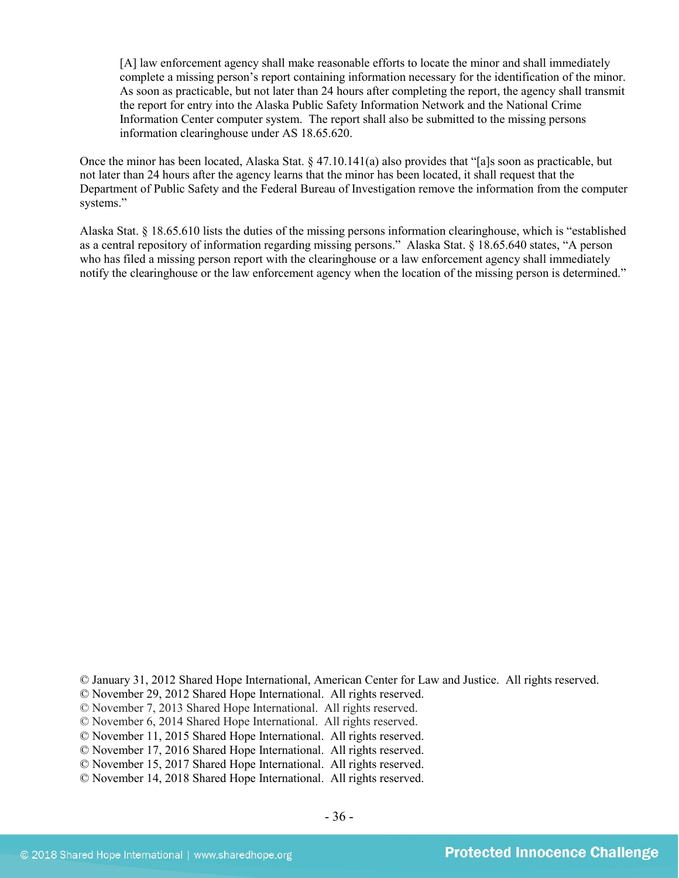> [A] law enforcement agency shall make reasonable efforts to locate the minor and shall immediately complete a missing person's report containing information necessary for the identification of the minor. As soon as practicable, but not later than 24 hours after completing the report, the agency shall transmit the report for entry into the Alaska Public Safety Information Network and the National Crime Information Center computer system. The report shall also be submitted to the missing persons information clearinghouse under AS 18.65.620.

Once the minor has been located, Alaska Stat. § 47.10.141(a) also provides that "[a]s soon as practicable, but not later than 24 hours after the agency learns that the minor has been located, it shall request that the Department of Public Safety and the Federal Bureau of Investigation remove the information from the computer systems."

Alaska Stat. § 18.65.610 lists the duties of the missing persons information clearinghouse, which is "established as a central repository of information regarding missing persons." Alaska Stat. § 18.65.640 states, "A person who has filed a missing person report with the clearinghouse or a law enforcement agency shall immediately notify the clearinghouse or the law enforcement agency when the location of the missing person is determined."

© January 31, 2012 Shared Hope International, American Center for Law and Justice. All rights reserved.
© November 29, 2012 Shared Hope International. All rights reserved.
© November 7, 2013 Shared Hope International. All rights reserved.
© November 6, 2014 Shared Hope International. All rights reserved.
© November 11, 2015 Shared Hope International. All rights reserved.
© November 17, 2016 Shared Hope International. All rights reserved.
© November 15, 2017 Shared Hope International. All rights reserved.
© November 14, 2018 Shared Hope International. All rights reserved.